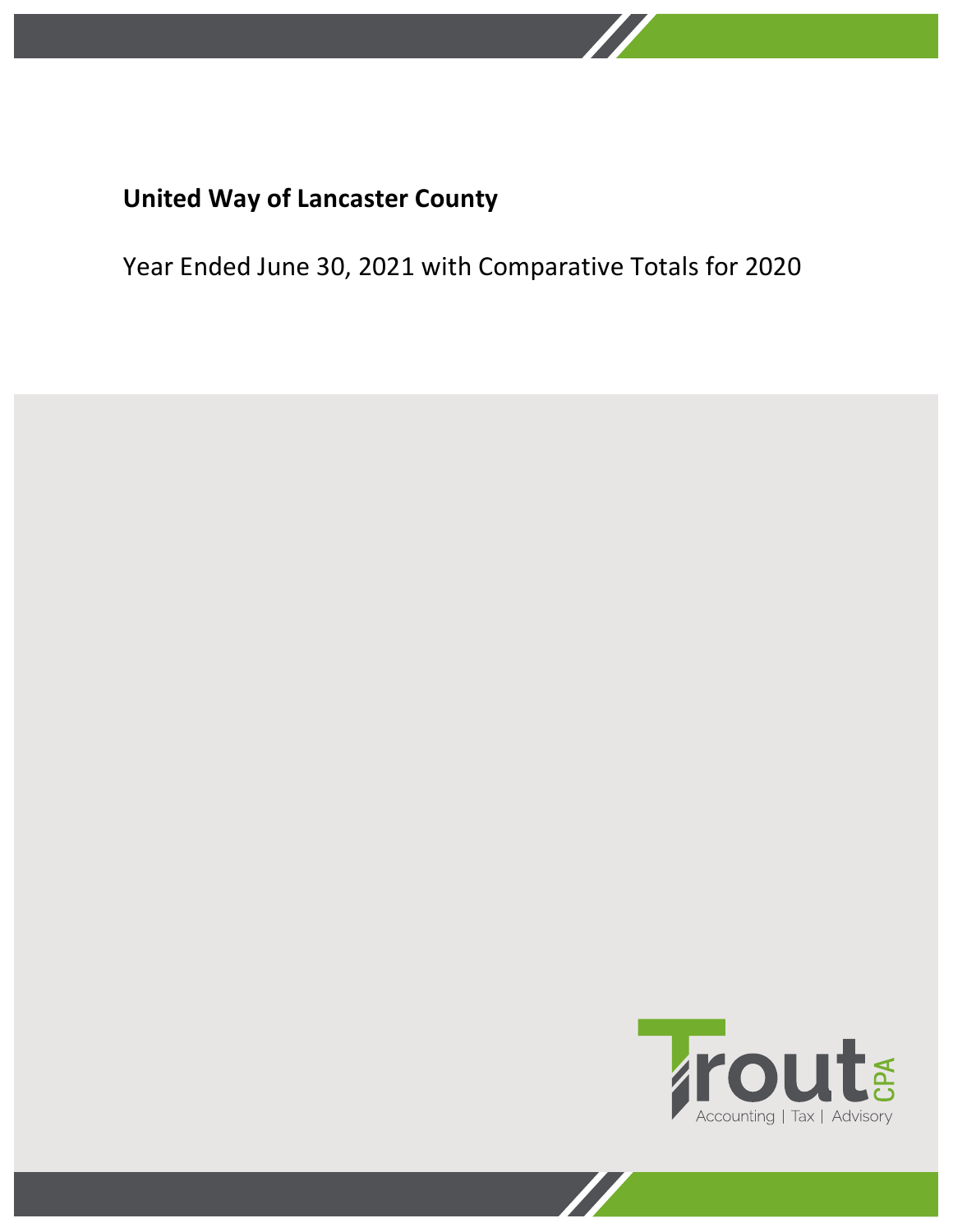# United Way of Lancaster County

Year Ended June 30, 2021 with Comparative Totals for 2020

Trout CPA

Accounting | Tax | Advisory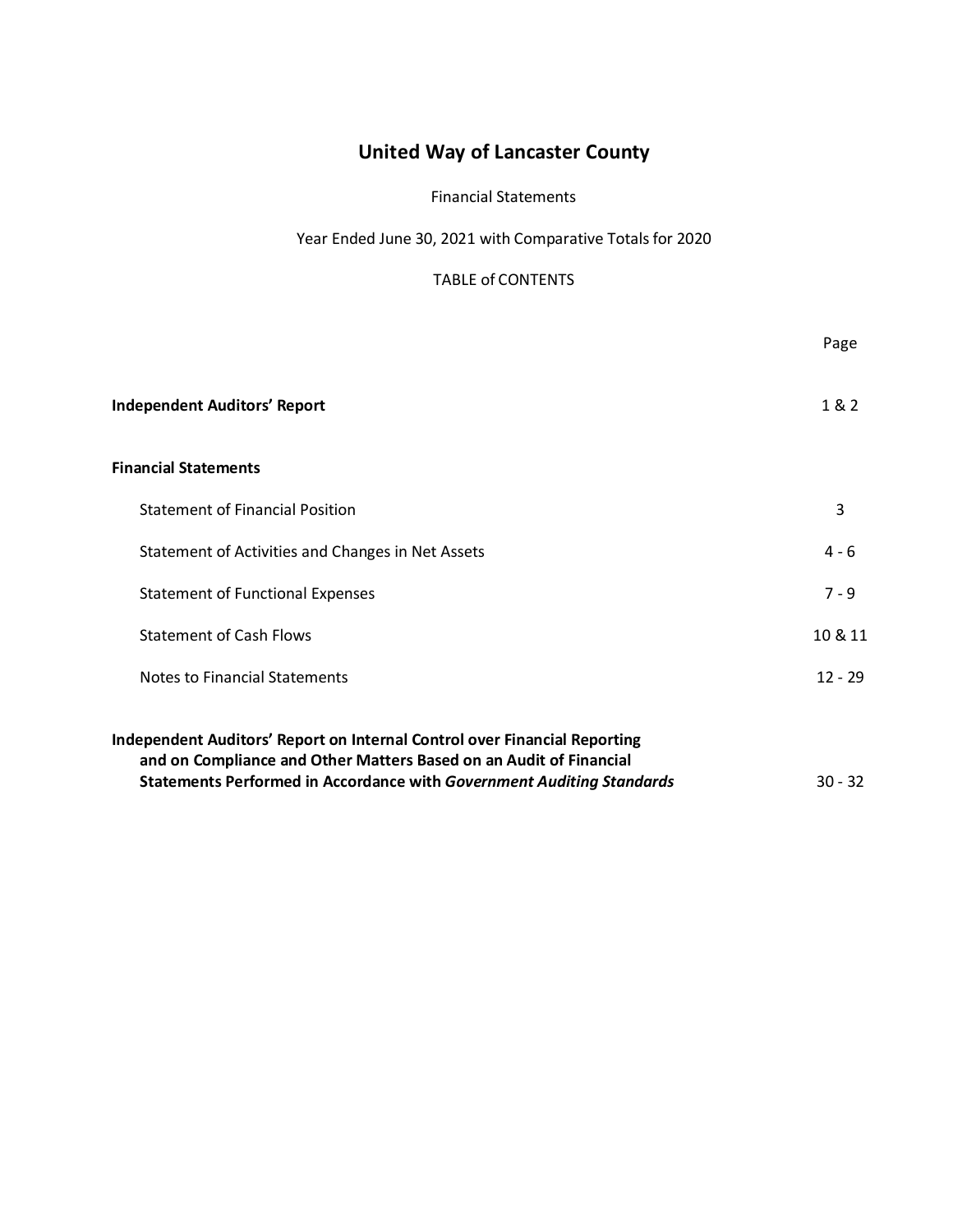# United Way of Lancaster County

Financial Statements

Year Ended June 30, 2021 with Comparative Totals for 2020

TABLE of CONTENTS

| | Page |
|---|---|
| **Independent Auditors' Report** | 1 & 2 |
| **Financial Statements** | |
| Statement of Financial Position | 3 |
| Statement of Activities and Changes in Net Assets | 4 - 6 |
| Statement of Functional Expenses | 7 - 9 |
| Statement of Cash Flows | 10 & 11 |
| Notes to Financial Statements | 12 - 29 |
| **Independent Auditors' Report on Internal Control over Financial Reporting and on Compliance and Other Matters Based on an Audit of Financial Statements Performed in Accordance with *Government Auditing Standards*** | 30 - 32 |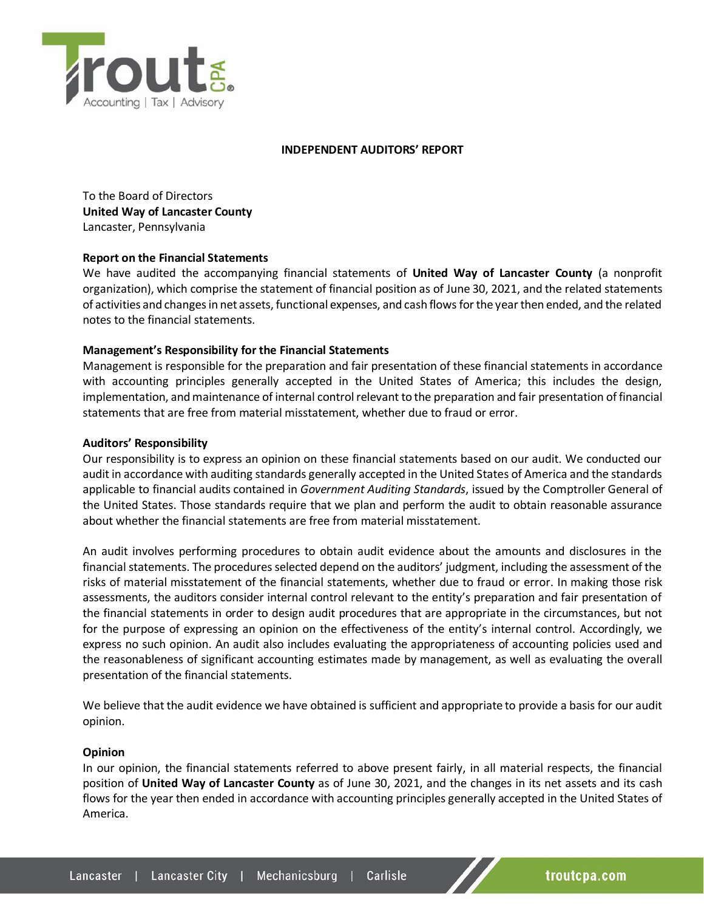**INDEPENDENT AUDITORS' REPORT**

To the Board of Directors
**United Way of Lancaster County**
Lancaster, Pennsylvania

**Report on the Financial Statements**
We have audited the accompanying financial statements of **United Way of Lancaster County** (a nonprofit organization), which comprise the statement of financial position as of June 30, 2021, and the related statements of activities and changes in net assets, functional expenses, and cash flows for the year then ended, and the related notes to the financial statements.

**Management's Responsibility for the Financial Statements**
Management is responsible for the preparation and fair presentation of these financial statements in accordance with accounting principles generally accepted in the United States of America; this includes the design, implementation, and maintenance of internal control relevant to the preparation and fair presentation of financial statements that are free from material misstatement, whether due to fraud or error.

**Auditors' Responsibility**
Our responsibility is to express an opinion on these financial statements based on our audit. We conducted our audit in accordance with auditing standards generally accepted in the United States of America and the standards applicable to financial audits contained in *Government Auditing Standards*, issued by the Comptroller General of the United States. Those standards require that we plan and perform the audit to obtain reasonable assurance about whether the financial statements are free from material misstatement.

An audit involves performing procedures to obtain audit evidence about the amounts and disclosures in the financial statements. The procedures selected depend on the auditors' judgment, including the assessment of the risks of material misstatement of the financial statements, whether due to fraud or error. In making those risk assessments, the auditors consider internal control relevant to the entity's preparation and fair presentation of the financial statements in order to design audit procedures that are appropriate in the circumstances, but not for the purpose of expressing an opinion on the effectiveness of the entity's internal control. Accordingly, we express no such opinion. An audit also includes evaluating the appropriateness of accounting policies used and the reasonableness of significant accounting estimates made by management, as well as evaluating the overall presentation of the financial statements.

We believe that the audit evidence we have obtained is sufficient and appropriate to provide a basis for our audit opinion.

**Opinion**
In our opinion, the financial statements referred to above present fairly, in all material respects, the financial position of **United Way of Lancaster County** as of June 30, 2021, and the changes in its net assets and its cash flows for the year then ended in accordance with accounting principles generally accepted in the United States of America.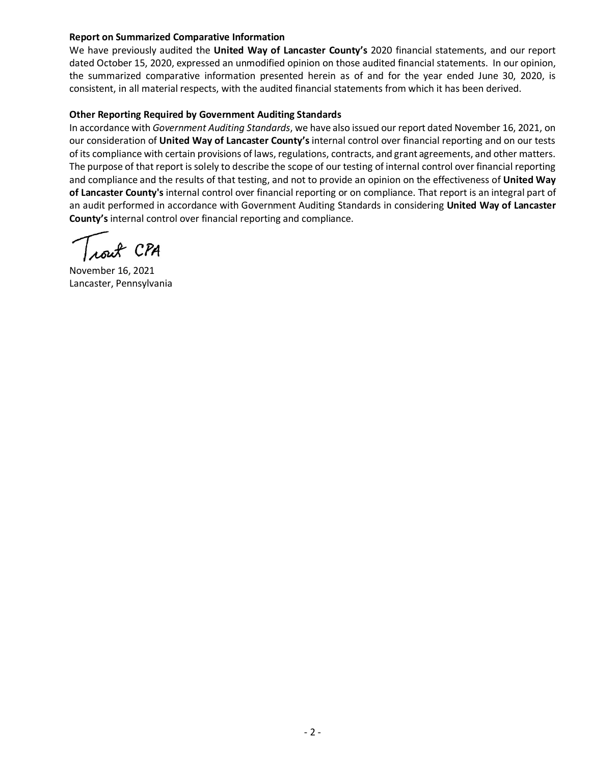**Report on Summarized Comparative Information**

We have previously audited the **United Way of Lancaster County's** 2020 financial statements, and our report dated October 15, 2020, expressed an unmodified opinion on those audited financial statements. In our opinion, the summarized comparative information presented herein as of and for the year ended June 30, 2020, is consistent, in all material respects, with the audited financial statements from which it has been derived.

**Other Reporting Required by Government Auditing Standards**

In accordance with *Government Auditing Standards*, we have also issued our report dated November 16, 2021, on our consideration of **United Way of Lancaster County's** internal control over financial reporting and on our tests of its compliance with certain provisions of laws, regulations, contracts, and grant agreements, and other matters. The purpose of that report is solely to describe the scope of our testing of internal control over financial reporting and compliance and the results of that testing, and not to provide an opinion on the effectiveness of **United Way of Lancaster County's** internal control over financial reporting or on compliance. That report is an integral part of an audit performed in accordance with Government Auditing Standards in considering **United Way of Lancaster County's** internal control over financial reporting and compliance.

Trout CPA

November 16, 2021
Lancaster, Pennsylvania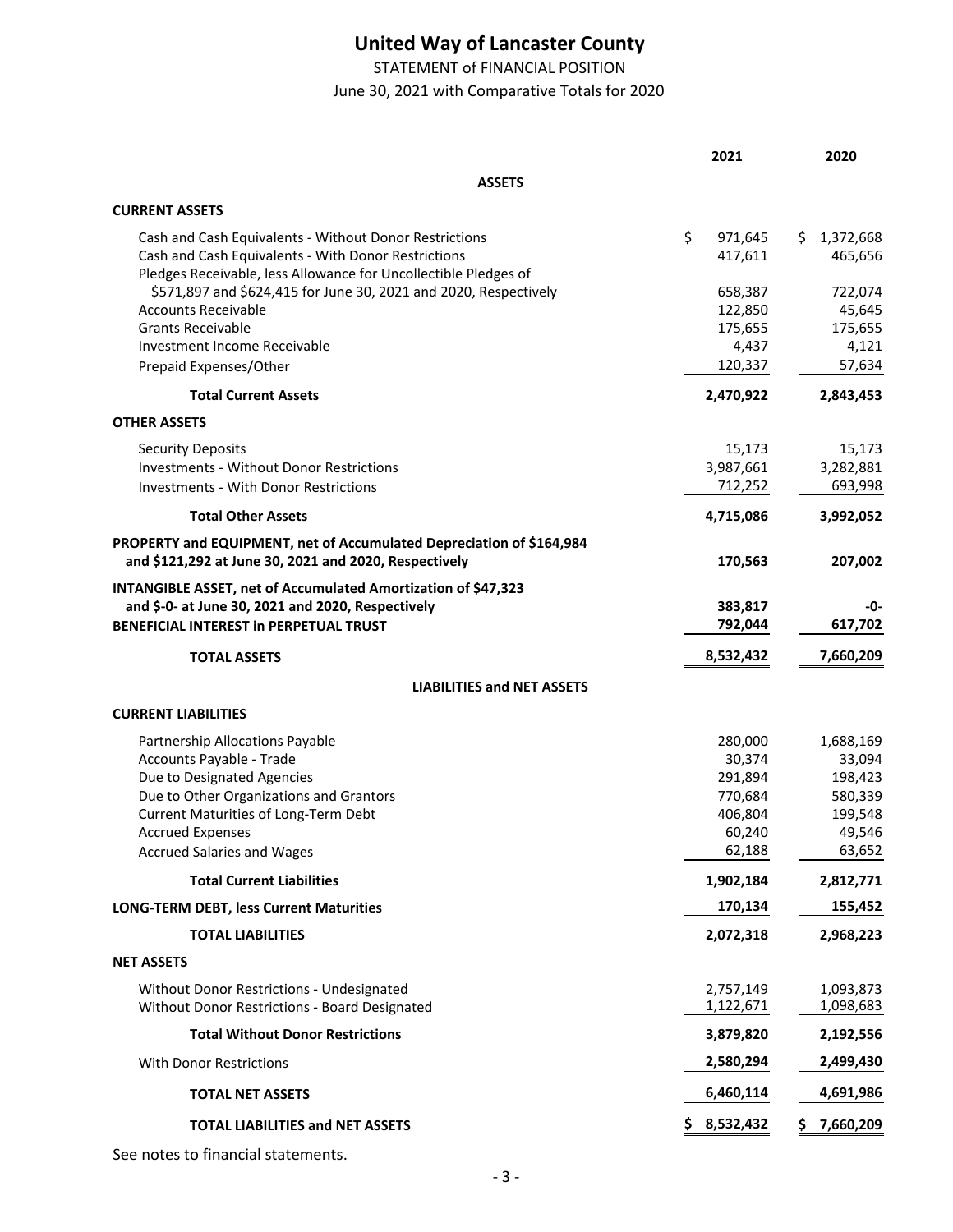# United Way of Lancaster County

STATEMENT of FINANCIAL POSITION

June 30, 2021 with Comparative Totals for 2020

| | 2021 | 2020 |
|---|---|---|
| **ASSETS** | | |
| **CURRENT ASSETS** | | |
| Cash and Cash Equivalents - Without Donor Restrictions | $ 971,645 | $ 1,372,668 |
| Cash and Cash Equivalents - With Donor Restrictions | 417,611 | 465,656 |
| Pledges Receivable, less Allowance for Uncollectible Pledges of $571,897 and $624,415 for June 30, 2021 and 2020, Respectively | 658,387 | 722,074 |
| Accounts Receivable | 122,850 | 45,645 |
| Grants Receivable | 175,655 | 175,655 |
| Investment Income Receivable | 4,437 | 4,121 |
| Prepaid Expenses/Other | 120,337 | 57,634 |
| **Total Current Assets** | **2,470,922** | **2,843,453** |
| **OTHER ASSETS** | | |
| Security Deposits | 15,173 | 15,173 |
| Investments - Without Donor Restrictions | 3,987,661 | 3,282,881 |
| Investments - With Donor Restrictions | 712,252 | 693,998 |
| **Total Other Assets** | **4,715,086** | **3,992,052** |
| **PROPERTY and EQUIPMENT, net of Accumulated Depreciation of $164,984 and $121,292 at June 30, 2021 and 2020, Respectively** | **170,563** | **207,002** |
| **INTANGIBLE ASSET, net of Accumulated Amortization of $47,323 and $-0- at June 30, 2021 and 2020, Respectively** | **383,817** | **-0-** |
| **BENEFICIAL INTEREST in PERPETUAL TRUST** | **792,044** | **617,702** |
| **TOTAL ASSETS** | **8,532,432** | **7,660,209** |
| **LIABILITIES and NET ASSETS** | | |
| **CURRENT LIABILITIES** | | |
| Partnership Allocations Payable | 280,000 | 1,688,169 |
| Accounts Payable - Trade | 30,374 | 33,094 |
| Due to Designated Agencies | 291,894 | 198,423 |
| Due to Other Organizations and Grantors | 770,684 | 580,339 |
| Current Maturities of Long-Term Debt | 406,804 | 199,548 |
| Accrued Expenses | 60,240 | 49,546 |
| Accrued Salaries and Wages | 62,188 | 63,652 |
| **Total Current Liabilities** | **1,902,184** | **2,812,771** |
| **LONG-TERM DEBT, less Current Maturities** | **170,134** | **155,452** |
| **TOTAL LIABILITIES** | **2,072,318** | **2,968,223** |
| **NET ASSETS** | | |
| Without Donor Restrictions - Undesignated | 2,757,149 | 1,093,873 |
| Without Donor Restrictions - Board Designated | 1,122,671 | 1,098,683 |
| **Total Without Donor Restrictions** | **3,879,820** | **2,192,556** |
| With Donor Restrictions | 2,580,294 | 2,499,430 |
| **TOTAL NET ASSETS** | **6,460,114** | **4,691,986** |
| **TOTAL LIABILITIES and NET ASSETS** | **$ 8,532,432** | **$ 7,660,209** |

See notes to financial statements.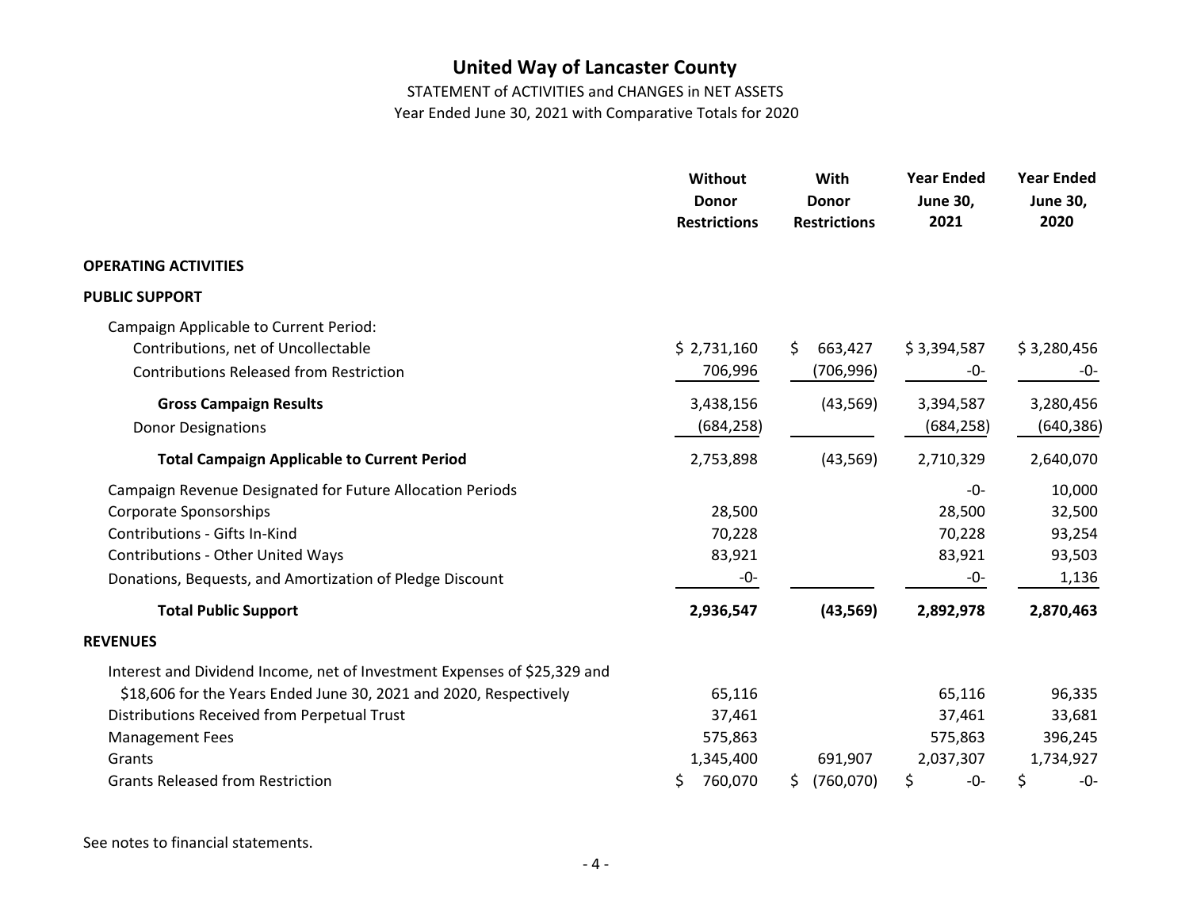# United Way of Lancaster County

STATEMENT of ACTIVITIES and CHANGES in NET ASSETS

Year Ended June 30, 2021 with Comparative Totals for 2020

| | Without Donor Restrictions | With Donor Restrictions | Year Ended June 30, 2021 | Year Ended June 30, 2020 |
|---|---|---|---|---|
| **OPERATING ACTIVITIES** | | | | |
| **PUBLIC SUPPORT** | | | | |
| Campaign Applicable to Current Period: | | | | |
| Contributions, net of Uncollectable | $ 2,731,160 | $ 663,427 | $ 3,394,587 | $ 3,280,456 |
| Contributions Released from Restriction | 706,996 | (706,996) | -0- | -0- |
| **Gross Campaign Results** | 3,438,156 | (43,569) | 3,394,587 | 3,280,456 |
| Donor Designations | (684,258) | | (684,258) | (640,386) |
| **Total Campaign Applicable to Current Period** | 2,753,898 | (43,569) | 2,710,329 | 2,640,070 |
| Campaign Revenue Designated for Future Allocation Periods | | | -0- | 10,000 |
| Corporate Sponsorships | 28,500 | | 28,500 | 32,500 |
| Contributions - Gifts In-Kind | 70,228 | | 70,228 | 93,254 |
| Contributions - Other United Ways | 83,921 | | 83,921 | 93,503 |
| Donations, Bequests, and Amortization of Pledge Discount | -0- | | -0- | 1,136 |
| **Total Public Support** | **2,936,547** | **(43,569)** | **2,892,978** | **2,870,463** |
| **REVENUES** | | | | |
| Interest and Dividend Income, net of Investment Expenses of $25,329 and $18,606 for the Years Ended June 30, 2021 and 2020, Respectively | 65,116 | | 65,116 | 96,335 |
| Distributions Received from Perpetual Trust | 37,461 | | 37,461 | 33,681 |
| Management Fees | 575,863 | | 575,863 | 396,245 |
| Grants | 1,345,400 | 691,907 | 2,037,307 | 1,734,927 |
| Grants Released from Restriction | $ 760,070 | $ (760,070) | $ -0- | $ -0- |

See notes to financial statements.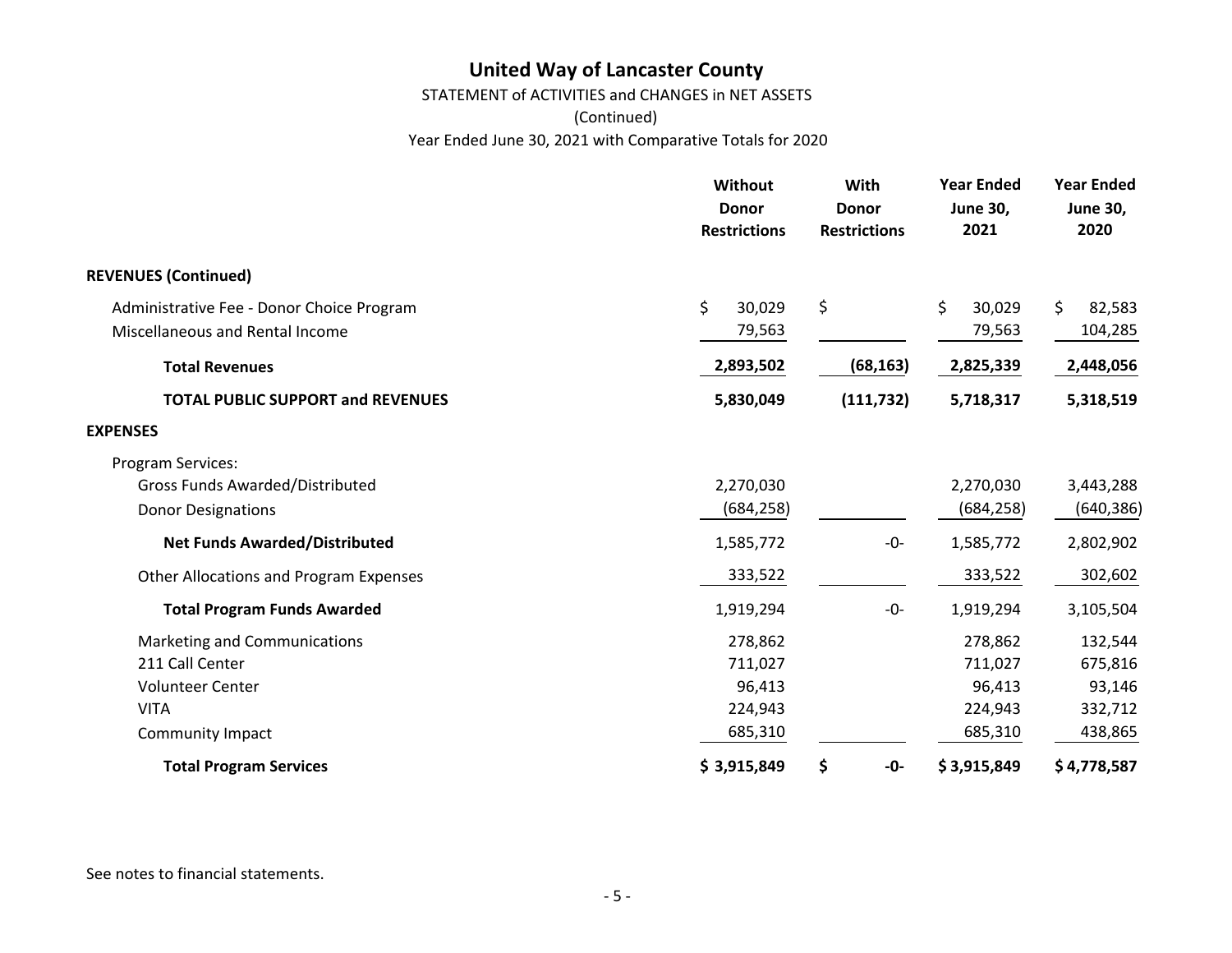# United Way of Lancaster County

STATEMENT of ACTIVITIES and CHANGES in NET ASSETS

(Continued)

Year Ended June 30, 2021 with Comparative Totals for 2020

| | Without Donor Restrictions | With Donor Restrictions | Year Ended June 30, 2021 | Year Ended June 30, 2020 |
|---|---|---|---|---|
| **REVENUES (Continued)** | | | | |
| Administrative Fee - Donor Choice Program | $ 30,029 | $ | $ 30,029 | $ 82,583 |
| Miscellaneous and Rental Income | 79,563 | | 79,563 | 104,285 |
| **Total Revenues** | **2,893,502** | **(68,163)** | **2,825,339** | **2,448,056** |
| **TOTAL PUBLIC SUPPORT and REVENUES** | **5,830,049** | **(111,732)** | **5,718,317** | **5,318,519** |
| **EXPENSES** | | | | |
| Program Services: | | | | |
| Gross Funds Awarded/Distributed | 2,270,030 | | 2,270,030 | 3,443,288 |
| Donor Designations | (684,258) | | (684,258) | (640,386) |
| **Net Funds Awarded/Distributed** | 1,585,772 | -0- | 1,585,772 | 2,802,902 |
| Other Allocations and Program Expenses | 333,522 | | 333,522 | 302,602 |
| **Total Program Funds Awarded** | 1,919,294 | -0- | 1,919,294 | 3,105,504 |
| Marketing and Communications | 278,862 | | 278,862 | 132,544 |
| 211 Call Center | 711,027 | | 711,027 | 675,816 |
| Volunteer Center | 96,413 | | 96,413 | 93,146 |
| VITA | 224,943 | | 224,943 | 332,712 |
| Community Impact | 685,310 | | 685,310 | 438,865 |
| **Total Program Services** | **$ 3,915,849** | **$ -0-** | **$ 3,915,849** | **$ 4,778,587** |

See notes to financial statements.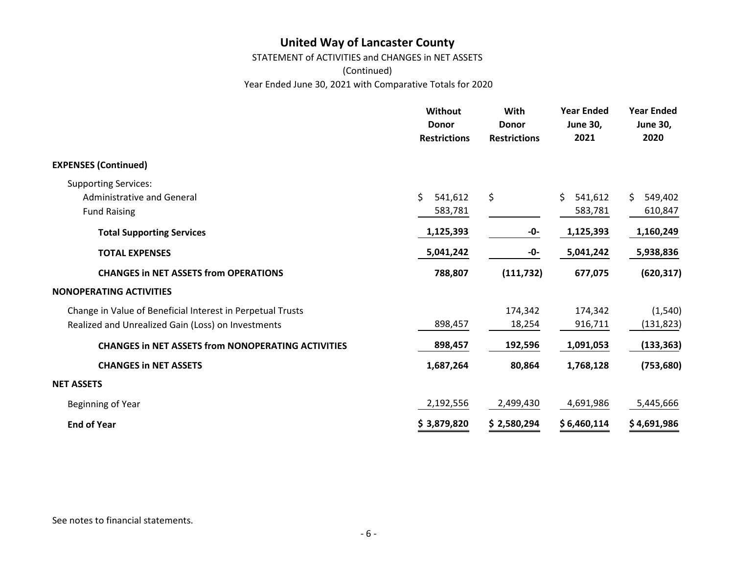# United Way of Lancaster County

STATEMENT of ACTIVITIES and CHANGES in NET ASSETS

(Continued)

Year Ended June 30, 2021 with Comparative Totals for 2020

| | Without Donor Restrictions | With Donor Restrictions | Year Ended June 30, 2021 | Year Ended June 30, 2020 |
|---|---|---|---|---|
| **EXPENSES (Continued)** | | | | |
| Supporting Services: | | | | |
| Administrative and General | $ 541,612 | $ | $ 541,612 | $ 549,402 |
| Fund Raising | 583,781 | | 583,781 | 610,847 |
| **Total Supporting Services** | **1,125,393** | **-0-** | **1,125,393** | **1,160,249** |
| **TOTAL EXPENSES** | **5,041,242** | **-0-** | **5,041,242** | **5,938,836** |
| **CHANGES in NET ASSETS from OPERATIONS** | **788,807** | **(111,732)** | **677,075** | **(620,317)** |
| **NONOPERATING ACTIVITIES** | | | | |
| Change in Value of Beneficial Interest in Perpetual Trusts | | 174,342 | 174,342 | (1,540) |
| Realized and Unrealized Gain (Loss) on Investments | 898,457 | 18,254 | 916,711 | (131,823) |
| **CHANGES in NET ASSETS from NONOPERATING ACTIVITIES** | **898,457** | **192,596** | **1,091,053** | **(133,363)** |
| **CHANGES in NET ASSETS** | **1,687,264** | **80,864** | **1,768,128** | **(753,680)** |
| **NET ASSETS** | | | | |
| Beginning of Year | 2,192,556 | 2,499,430 | 4,691,986 | 5,445,666 |
| **End of Year** | **$ 3,879,820** | **$ 2,580,294** | **$ 6,460,114** | **$ 4,691,986** |

See notes to financial statements.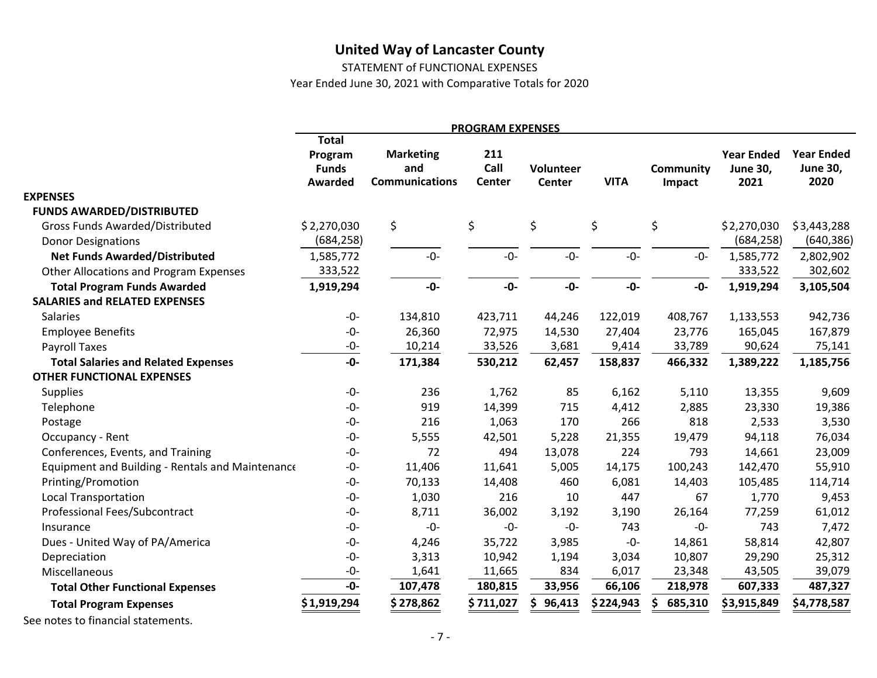# United Way of Lancaster County

STATEMENT of FUNCTIONAL EXPENSES

Year Ended June 30, 2021 with Comparative Totals for 2020

| | PROGRAM EXPENSES | | | | | | | |
|---|---|---|---|---|---|---|---|---|
| | **Total Program Funds Awarded** | **Marketing and Communications** | **211 Call Center** | **Volunteer Center** | **VITA** | **Community Impact** | **Year Ended June 30, 2021** | **Year Ended June 30, 2020** |
| **EXPENSES** | | | | | | | | |
| **FUNDS AWARDED/DISTRIBUTED** | | | | | | | | |
| Gross Funds Awarded/Distributed | $ 2,270,030 | $ | $ | $ | $ | $ | $ 2,270,030 | $ 3,443,288 |
| Donor Designations | (684,258) | | | | | | (684,258) | (640,386) |
| **Net Funds Awarded/Distributed** | 1,585,772 | -0- | -0- | -0- | -0- | -0- | 1,585,772 | 2,802,902 |
| Other Allocations and Program Expenses | 333,522 | | | | | | 333,522 | 302,602 |
| **Total Program Funds Awarded** | **1,919,294** | **-0-** | **-0-** | **-0-** | **-0-** | **-0-** | **1,919,294** | **3,105,504** |
| **SALARIES and RELATED EXPENSES** | | | | | | | | |
| Salaries | -0- | 134,810 | 423,711 | 44,246 | 122,019 | 408,767 | 1,133,553 | 942,736 |
| Employee Benefits | -0- | 26,360 | 72,975 | 14,530 | 27,404 | 23,776 | 165,045 | 167,879 |
| Payroll Taxes | -0- | 10,214 | 33,526 | 3,681 | 9,414 | 33,789 | 90,624 | 75,141 |
| **Total Salaries and Related Expenses** | **-0-** | **171,384** | **530,212** | **62,457** | **158,837** | **466,332** | **1,389,222** | **1,185,756** |
| **OTHER FUNCTIONAL EXPENSES** | | | | | | | | |
| Supplies | -0- | 236 | 1,762 | 85 | 6,162 | 5,110 | 13,355 | 9,609 |
| Telephone | -0- | 919 | 14,399 | 715 | 4,412 | 2,885 | 23,330 | 19,386 |
| Postage | -0- | 216 | 1,063 | 170 | 266 | 818 | 2,533 | 3,530 |
| Occupancy - Rent | -0- | 5,555 | 42,501 | 5,228 | 21,355 | 19,479 | 94,118 | 76,034 |
| Conferences, Events, and Training | -0- | 72 | 494 | 13,078 | 224 | 793 | 14,661 | 23,009 |
| Equipment and Building - Rentals and Maintenance | -0- | 11,406 | 11,641 | 5,005 | 14,175 | 100,243 | 142,470 | 55,910 |
| Printing/Promotion | -0- | 70,133 | 14,408 | 460 | 6,081 | 14,403 | 105,485 | 114,714 |
| Local Transportation | -0- | 1,030 | 216 | 10 | 447 | 67 | 1,770 | 9,453 |
| Professional Fees/Subcontract | -0- | 8,711 | 36,002 | 3,192 | 3,190 | 26,164 | 77,259 | 61,012 |
| Insurance | -0- | -0- | -0- | -0- | 743 | -0- | 743 | 7,472 |
| Dues - United Way of PA/America | -0- | 4,246 | 35,722 | 3,985 | -0- | 14,861 | 58,814 | 42,807 |
| Depreciation | -0- | 3,313 | 10,942 | 1,194 | 3,034 | 10,807 | 29,290 | 25,312 |
| Miscellaneous | -0- | 1,641 | 11,665 | 834 | 6,017 | 23,348 | 43,505 | 39,079 |
| **Total Other Functional Expenses** | **-0-** | **107,478** | **180,815** | **33,956** | **66,106** | **218,978** | **607,333** | **487,327** |
| **Total Program Expenses** | **$ 1,919,294** | **$ 278,862** | **$ 711,027** | **$ 96,413** | **$ 224,943** | **$ 685,310** | **$ 3,915,849** | **$ 4,778,587** |

See notes to financial statements.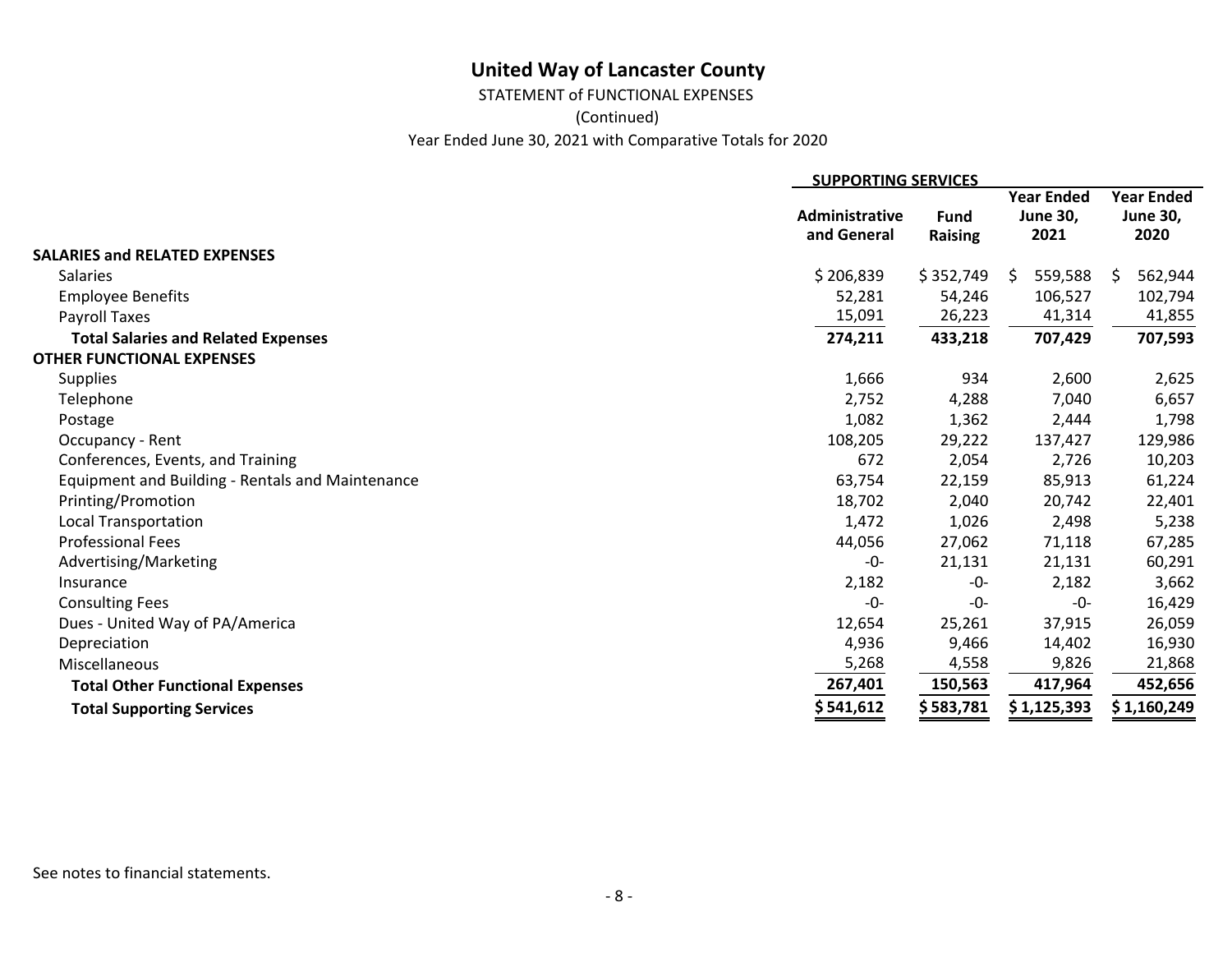# United Way of Lancaster County

STATEMENT of FUNCTIONAL EXPENSES

(Continued)

Year Ended June 30, 2021 with Comparative Totals for 2020

| | SUPPORTING SERVICES | | | |
|---|---|---|---|---|
| | Administrative and General | Fund Raising | Year Ended June 30, 2021 | Year Ended June 30, 2020 |
| **SALARIES and RELATED EXPENSES** | | | | |
| Salaries | $ 206,839 | $ 352,749 | $ 559,588 | $ 562,944 |
| Employee Benefits | 52,281 | 54,246 | 106,527 | 102,794 |
| Payroll Taxes | 15,091 | 26,223 | 41,314 | 41,855 |
| **Total Salaries and Related Expenses** | **274,211** | **433,218** | **707,429** | **707,593** |
| **OTHER FUNCTIONAL EXPENSES** | | | | |
| Supplies | 1,666 | 934 | 2,600 | 2,625 |
| Telephone | 2,752 | 4,288 | 7,040 | 6,657 |
| Postage | 1,082 | 1,362 | 2,444 | 1,798 |
| Occupancy - Rent | 108,205 | 29,222 | 137,427 | 129,986 |
| Conferences, Events, and Training | 672 | 2,054 | 2,726 | 10,203 |
| Equipment and Building - Rentals and Maintenance | 63,754 | 22,159 | 85,913 | 61,224 |
| Printing/Promotion | 18,702 | 2,040 | 20,742 | 22,401 |
| Local Transportation | 1,472 | 1,026 | 2,498 | 5,238 |
| Professional Fees | 44,056 | 27,062 | 71,118 | 67,285 |
| Advertising/Marketing | -0- | 21,131 | 21,131 | 60,291 |
| Insurance | 2,182 | -0- | 2,182 | 3,662 |
| Consulting Fees | -0- | -0- | -0- | 16,429 |
| Dues - United Way of PA/America | 12,654 | 25,261 | 37,915 | 26,059 |
| Depreciation | 4,936 | 9,466 | 14,402 | 16,930 |
| Miscellaneous | 5,268 | 4,558 | 9,826 | 21,868 |
| **Total Other Functional Expenses** | **267,401** | **150,563** | **417,964** | **452,656** |
| **Total Supporting Services** | **$ 541,612** | **$ 583,781** | **$ 1,125,393** | **$ 1,160,249** |

See notes to financial statements.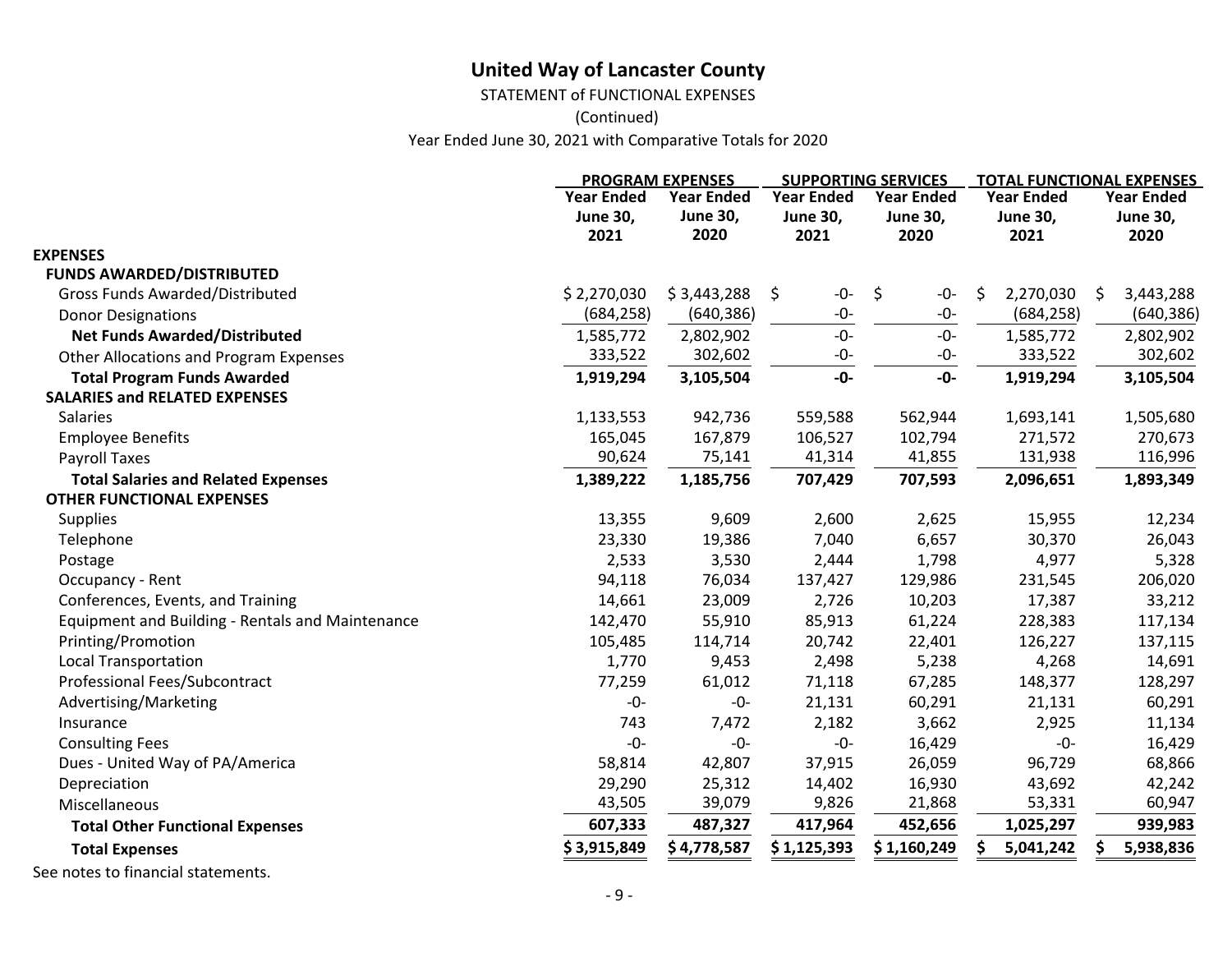# United Way of Lancaster County

STATEMENT of FUNCTIONAL EXPENSES

(Continued)

Year Ended June 30, 2021 with Comparative Totals for 2020

| | PROGRAM EXPENSES | | SUPPORTING SERVICES | | TOTAL FUNCTIONAL EXPENSES | |
|---|---|---|---|---|---|---|
| | Year Ended June 30, 2021 | Year Ended June 30, 2020 | Year Ended June 30, 2021 | Year Ended June 30, 2020 | Year Ended June 30, 2021 | Year Ended June 30, 2020 |
| **EXPENSES** | | | | | | |
| **FUNDS AWARDED/DISTRIBUTED** | | | | | | |
| Gross Funds Awarded/Distributed | $ 2,270,030 | $ 3,443,288 | $ -0- | $ -0- | $ 2,270,030 | $ 3,443,288 |
| Donor Designations | (684,258) | (640,386) | -0- | -0- | (684,258) | (640,386) |
| **Net Funds Awarded/Distributed** | 1,585,772 | 2,802,902 | -0- | -0- | 1,585,772 | 2,802,902 |
| Other Allocations and Program Expenses | 333,522 | 302,602 | -0- | -0- | 333,522 | 302,602 |
| **Total Program Funds Awarded** | **1,919,294** | **3,105,504** | **-0-** | **-0-** | **1,919,294** | **3,105,504** |
| **SALARIES and RELATED EXPENSES** | | | | | | |
| Salaries | 1,133,553 | 942,736 | 559,588 | 562,944 | 1,693,141 | 1,505,680 |
| Employee Benefits | 165,045 | 167,879 | 106,527 | 102,794 | 271,572 | 270,673 |
| Payroll Taxes | 90,624 | 75,141 | 41,314 | 41,855 | 131,938 | 116,996 |
| **Total Salaries and Related Expenses** | **1,389,222** | **1,185,756** | **707,429** | **707,593** | **2,096,651** | **1,893,349** |
| **OTHER FUNCTIONAL EXPENSES** | | | | | | |
| Supplies | 13,355 | 9,609 | 2,600 | 2,625 | 15,955 | 12,234 |
| Telephone | 23,330 | 19,386 | 7,040 | 6,657 | 30,370 | 26,043 |
| Postage | 2,533 | 3,530 | 2,444 | 1,798 | 4,977 | 5,328 |
| Occupancy - Rent | 94,118 | 76,034 | 137,427 | 129,986 | 231,545 | 206,020 |
| Conferences, Events, and Training | 14,661 | 23,009 | 2,726 | 10,203 | 17,387 | 33,212 |
| Equipment and Building - Rentals and Maintenance | 142,470 | 55,910 | 85,913 | 61,224 | 228,383 | 117,134 |
| Printing/Promotion | 105,485 | 114,714 | 20,742 | 22,401 | 126,227 | 137,115 |
| Local Transportation | 1,770 | 9,453 | 2,498 | 5,238 | 4,268 | 14,691 |
| Professional Fees/Subcontract | 77,259 | 61,012 | 71,118 | 67,285 | 148,377 | 128,297 |
| Advertising/Marketing | -0- | -0- | 21,131 | 60,291 | 21,131 | 60,291 |
| Insurance | 743 | 7,472 | 2,182 | 3,662 | 2,925 | 11,134 |
| Consulting Fees | -0- | -0- | -0- | 16,429 | -0- | 16,429 |
| Dues - United Way of PA/America | 58,814 | 42,807 | 37,915 | 26,059 | 96,729 | 68,866 |
| Depreciation | 29,290 | 25,312 | 14,402 | 16,930 | 43,692 | 42,242 |
| Miscellaneous | 43,505 | 39,079 | 9,826 | 21,868 | 53,331 | 60,947 |
| **Total Other Functional Expenses** | **607,333** | **487,327** | **417,964** | **452,656** | **1,025,297** | **939,983** |
| **Total Expenses** | **$ 3,915,849** | **$ 4,778,587** | **$ 1,125,393** | **$ 1,160,249** | **$ 5,041,242** | **$ 5,938,836** |

See notes to financial statements.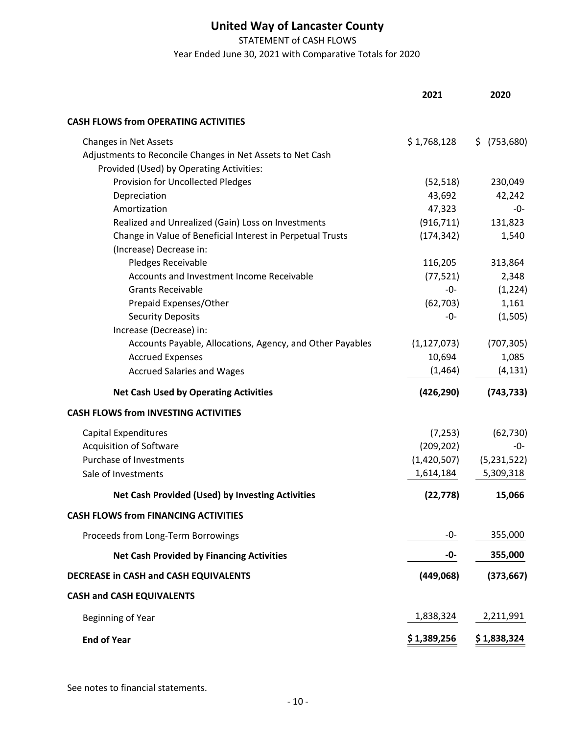# United Way of Lancaster County

STATEMENT of CASH FLOWS

Year Ended June 30, 2021 with Comparative Totals for 2020

| | 2021 | 2020 |
|---|---|---|
| **CASH FLOWS from OPERATING ACTIVITIES** | | |
| Changes in Net Assets | $ 1,768,128 | $ (753,680) |
| Adjustments to Reconcile Changes in Net Assets to Net Cash Provided (Used) by Operating Activities: | | |
| Provision for Uncollected Pledges | (52,518) | 230,049 |
| Depreciation | 43,692 | 42,242 |
| Amortization | 47,323 | -0- |
| Realized and Unrealized (Gain) Loss on Investments | (916,711) | 131,823 |
| Change in Value of Beneficial Interest in Perpetual Trusts | (174,342) | 1,540 |
| (Increase) Decrease in: | | |
| Pledges Receivable | 116,205 | 313,864 |
| Accounts and Investment Income Receivable | (77,521) | 2,348 |
| Grants Receivable | -0- | (1,224) |
| Prepaid Expenses/Other | (62,703) | 1,161 |
| Security Deposits | -0- | (1,505) |
| Increase (Decrease) in: | | |
| Accounts Payable, Allocations, Agency, and Other Payables | (1,127,073) | (707,305) |
| Accrued Expenses | 10,694 | 1,085 |
| Accrued Salaries and Wages | (1,464) | (4,131) |
| **Net Cash Used by Operating Activities** | **(426,290)** | **(743,733)** |
| **CASH FLOWS from INVESTING ACTIVITIES** | | |
| Capital Expenditures | (7,253) | (62,730) |
| Acquisition of Software | (209,202) | -0- |
| Purchase of Investments | (1,420,507) | (5,231,522) |
| Sale of Investments | 1,614,184 | 5,309,318 |
| **Net Cash Provided (Used) by Investing Activities** | **(22,778)** | **15,066** |
| **CASH FLOWS from FINANCING ACTIVITIES** | | |
| Proceeds from Long-Term Borrowings | -0- | 355,000 |
| **Net Cash Provided by Financing Activities** | **-0-** | **355,000** |
| **DECREASE in CASH and CASH EQUIVALENTS** | **(449,068)** | **(373,667)** |
| **CASH and CASH EQUIVALENTS** | | |
| Beginning of Year | 1,838,324 | 2,211,991 |
| **End of Year** | **$ 1,389,256** | **$ 1,838,324** |

See notes to financial statements.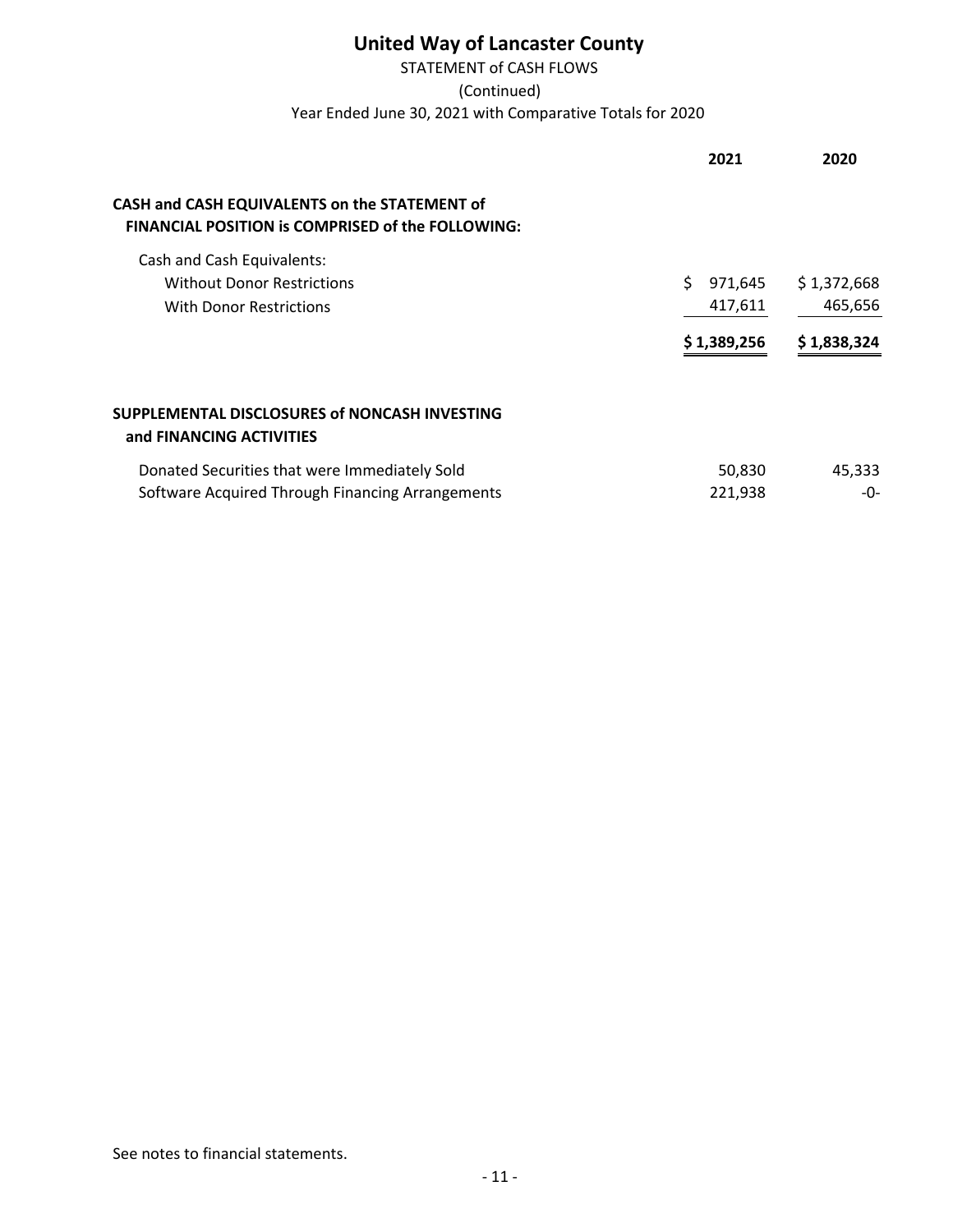# United Way of Lancaster County

STATEMENT of CASH FLOWS

(Continued)

Year Ended June 30, 2021 with Comparative Totals for 2020

| | 2021 | 2020 |
|---|---|---|
| **CASH and CASH EQUIVALENTS on the STATEMENT of FINANCIAL POSITION is COMPRISED of the FOLLOWING:** | | |
| Cash and Cash Equivalents: | | |
| Without Donor Restrictions | $ 971,645 | $ 1,372,668 |
| With Donor Restrictions | 417,611 | 465,656 |
| | **$ 1,389,256** | **$ 1,838,324** |
| **SUPPLEMENTAL DISCLOSURES of NONCASH INVESTING and FINANCING ACTIVITIES** | | |
| Donated Securities that were Immediately Sold | 50,830 | 45,333 |
| Software Acquired Through Financing Arrangements | 221,938 | -0- |

See notes to financial statements.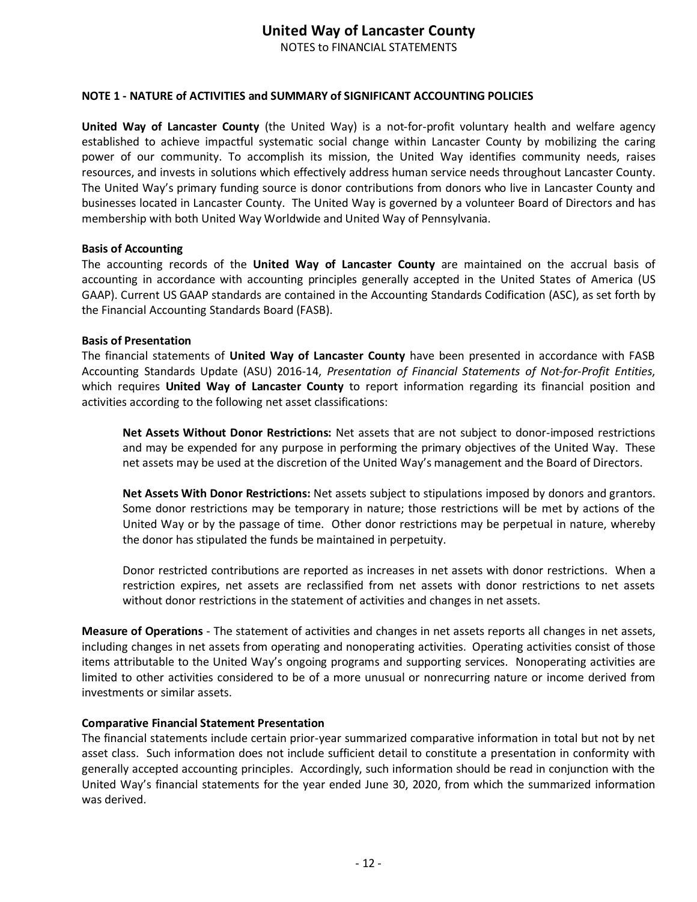## NOTE 1 - NATURE of ACTIVITIES and SUMMARY of SIGNIFICANT ACCOUNTING POLICIES

**United Way of Lancaster County** (the United Way) is a not-for-profit voluntary health and welfare agency established to achieve impactful systematic social change within Lancaster County by mobilizing the caring power of our community. To accomplish its mission, the United Way identifies community needs, raises resources, and invests in solutions which effectively address human service needs throughout Lancaster County. The United Way's primary funding source is donor contributions from donors who live in Lancaster County and businesses located in Lancaster County. The United Way is governed by a volunteer Board of Directors and has membership with both United Way Worldwide and United Way of Pennsylvania.

### Basis of Accounting

The accounting records of the **United Way of Lancaster County** are maintained on the accrual basis of accounting in accordance with accounting principles generally accepted in the United States of America (US GAAP). Current US GAAP standards are contained in the Accounting Standards Codification (ASC), as set forth by the Financial Accounting Standards Board (FASB).

### Basis of Presentation

The financial statements of **United Way of Lancaster County** have been presented in accordance with FASB Accounting Standards Update (ASU) 2016-14, *Presentation of Financial Statements of Not-for-Profit Entities*, which requires **United Way of Lancaster County** to report information regarding its financial position and activities according to the following net asset classifications:

**Net Assets Without Donor Restrictions:** Net assets that are not subject to donor-imposed restrictions and may be expended for any purpose in performing the primary objectives of the United Way. These net assets may be used at the discretion of the United Way's management and the Board of Directors.

**Net Assets With Donor Restrictions:** Net assets subject to stipulations imposed by donors and grantors. Some donor restrictions may be temporary in nature; those restrictions will be met by actions of the United Way or by the passage of time. Other donor restrictions may be perpetual in nature, whereby the donor has stipulated the funds be maintained in perpetuity.

Donor restricted contributions are reported as increases in net assets with donor restrictions. When a restriction expires, net assets are reclassified from net assets with donor restrictions to net assets without donor restrictions in the statement of activities and changes in net assets.

**Measure of Operations** - The statement of activities and changes in net assets reports all changes in net assets, including changes in net assets from operating and nonoperating activities. Operating activities consist of those items attributable to the United Way's ongoing programs and supporting services. Nonoperating activities are limited to other activities considered to be of a more unusual or nonrecurring nature or income derived from investments or similar assets.

### Comparative Financial Statement Presentation

The financial statements include certain prior-year summarized comparative information in total but not by net asset class. Such information does not include sufficient detail to constitute a presentation in conformity with generally accepted accounting principles. Accordingly, such information should be read in conjunction with the United Way's financial statements for the year ended June 30, 2020, from which the summarized information was derived.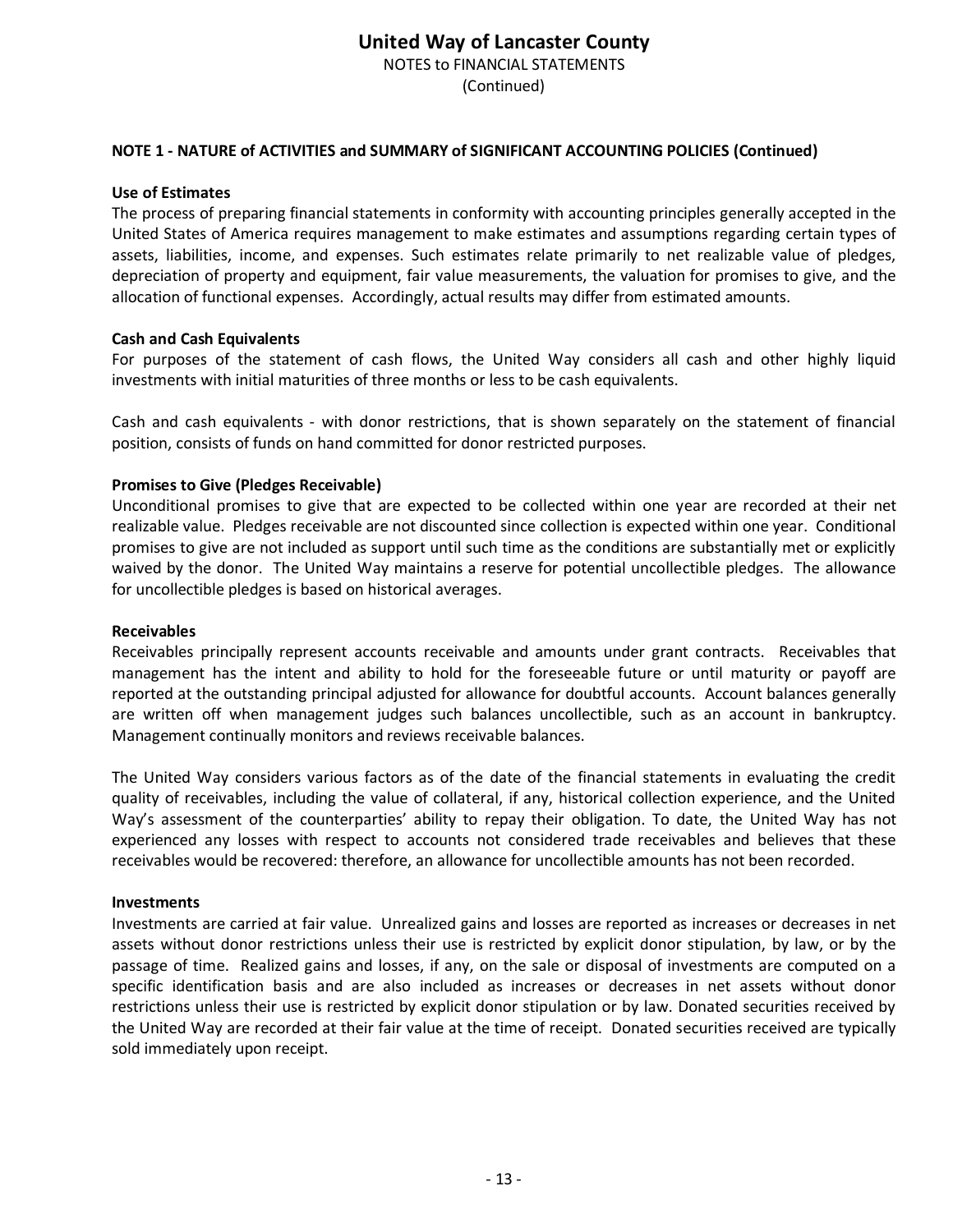## NOTE 1 - NATURE of ACTIVITIES and SUMMARY of SIGNIFICANT ACCOUNTING POLICIES (Continued)

### Use of Estimates

The process of preparing financial statements in conformity with accounting principles generally accepted in the United States of America requires management to make estimates and assumptions regarding certain types of assets, liabilities, income, and expenses. Such estimates relate primarily to net realizable value of pledges, depreciation of property and equipment, fair value measurements, the valuation for promises to give, and the allocation of functional expenses. Accordingly, actual results may differ from estimated amounts.

### Cash and Cash Equivalents

For purposes of the statement of cash flows, the United Way considers all cash and other highly liquid investments with initial maturities of three months or less to be cash equivalents.

Cash and cash equivalents - with donor restrictions, that is shown separately on the statement of financial position, consists of funds on hand committed for donor restricted purposes.

### Promises to Give (Pledges Receivable)

Unconditional promises to give that are expected to be collected within one year are recorded at their net realizable value. Pledges receivable are not discounted since collection is expected within one year. Conditional promises to give are not included as support until such time as the conditions are substantially met or explicitly waived by the donor. The United Way maintains a reserve for potential uncollectible pledges. The allowance for uncollectible pledges is based on historical averages.

### Receivables

Receivables principally represent accounts receivable and amounts under grant contracts. Receivables that management has the intent and ability to hold for the foreseeable future or until maturity or payoff are reported at the outstanding principal adjusted for allowance for doubtful accounts. Account balances generally are written off when management judges such balances uncollectible, such as an account in bankruptcy. Management continually monitors and reviews receivable balances.

The United Way considers various factors as of the date of the financial statements in evaluating the credit quality of receivables, including the value of collateral, if any, historical collection experience, and the United Way's assessment of the counterparties' ability to repay their obligation. To date, the United Way has not experienced any losses with respect to accounts not considered trade receivables and believes that these receivables would be recovered: therefore, an allowance for uncollectible amounts has not been recorded.

### Investments

Investments are carried at fair value. Unrealized gains and losses are reported as increases or decreases in net assets without donor restrictions unless their use is restricted by explicit donor stipulation, by law, or by the passage of time. Realized gains and losses, if any, on the sale or disposal of investments are computed on a specific identification basis and are also included as increases or decreases in net assets without donor restrictions unless their use is restricted by explicit donor stipulation or by law. Donated securities received by the United Way are recorded at their fair value at the time of receipt. Donated securities received are typically sold immediately upon receipt.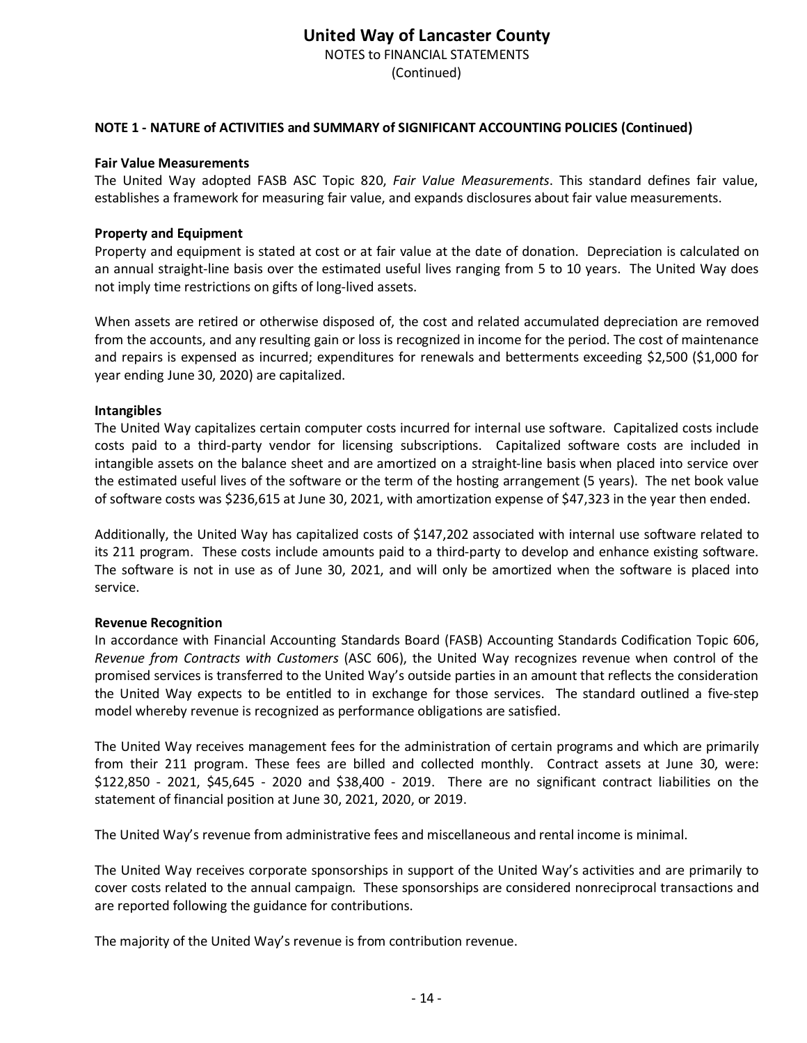#### NOTE 1 - NATURE of ACTIVITIES and SUMMARY of SIGNIFICANT ACCOUNTING POLICIES (Continued)

**Fair Value Measurements**

The United Way adopted FASB ASC Topic 820, *Fair Value Measurements*. This standard defines fair value, establishes a framework for measuring fair value, and expands disclosures about fair value measurements.

**Property and Equipment**

Property and equipment is stated at cost or at fair value at the date of donation. Depreciation is calculated on an annual straight-line basis over the estimated useful lives ranging from 5 to 10 years. The United Way does not imply time restrictions on gifts of long-lived assets.

When assets are retired or otherwise disposed of, the cost and related accumulated depreciation are removed from the accounts, and any resulting gain or loss is recognized in income for the period. The cost of maintenance and repairs is expensed as incurred; expenditures for renewals and betterments exceeding $2,500 ($1,000 for year ending June 30, 2020) are capitalized.

**Intangibles**

The United Way capitalizes certain computer costs incurred for internal use software. Capitalized costs include costs paid to a third-party vendor for licensing subscriptions. Capitalized software costs are included in intangible assets on the balance sheet and are amortized on a straight-line basis when placed into service over the estimated useful lives of the software or the term of the hosting arrangement (5 years). The net book value of software costs was $236,615 at June 30, 2021, with amortization expense of $47,323 in the year then ended.

Additionally, the United Way has capitalized costs of $147,202 associated with internal use software related to its 211 program. These costs include amounts paid to a third-party to develop and enhance existing software. The software is not in use as of June 30, 2021, and will only be amortized when the software is placed into service.

**Revenue Recognition**

In accordance with Financial Accounting Standards Board (FASB) Accounting Standards Codification Topic 606, *Revenue from Contracts with Customers* (ASC 606), the United Way recognizes revenue when control of the promised services is transferred to the United Way's outside parties in an amount that reflects the consideration the United Way expects to be entitled to in exchange for those services. The standard outlined a five-step model whereby revenue is recognized as performance obligations are satisfied.

The United Way receives management fees for the administration of certain programs and which are primarily from their 211 program. These fees are billed and collected monthly. Contract assets at June 30, were: $122,850 - 2021, $45,645 - 2020 and $38,400 - 2019. There are no significant contract liabilities on the statement of financial position at June 30, 2021, 2020, or 2019.

The United Way's revenue from administrative fees and miscellaneous and rental income is minimal.

The United Way receives corporate sponsorships in support of the United Way's activities and are primarily to cover costs related to the annual campaign. These sponsorships are considered nonreciprocal transactions and are reported following the guidance for contributions.

The majority of the United Way's revenue is from contribution revenue.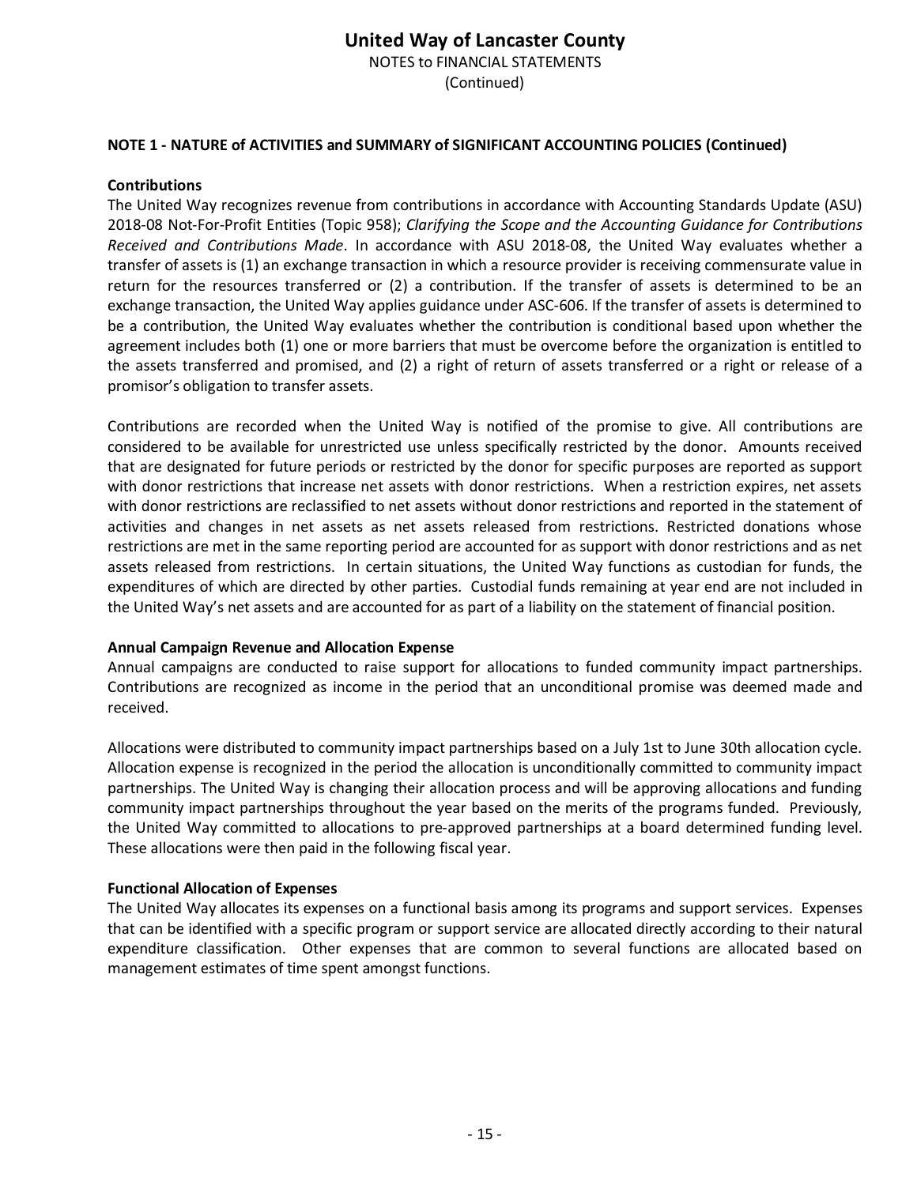### NOTE 1 - NATURE of ACTIVITIES and SUMMARY of SIGNIFICANT ACCOUNTING POLICIES (Continued)

**Contributions**

The United Way recognizes revenue from contributions in accordance with Accounting Standards Update (ASU) 2018-08 Not-For-Profit Entities (Topic 958); *Clarifying the Scope and the Accounting Guidance for Contributions Received and Contributions Made*. In accordance with ASU 2018-08, the United Way evaluates whether a transfer of assets is (1) an exchange transaction in which a resource provider is receiving commensurate value in return for the resources transferred or (2) a contribution. If the transfer of assets is determined to be an exchange transaction, the United Way applies guidance under ASC-606. If the transfer of assets is determined to be a contribution, the United Way evaluates whether the contribution is conditional based upon whether the agreement includes both (1) one or more barriers that must be overcome before the organization is entitled to the assets transferred and promised, and (2) a right of return of assets transferred or a right or release of a promisor's obligation to transfer assets.

Contributions are recorded when the United Way is notified of the promise to give. All contributions are considered to be available for unrestricted use unless specifically restricted by the donor. Amounts received that are designated for future periods or restricted by the donor for specific purposes are reported as support with donor restrictions that increase net assets with donor restrictions. When a restriction expires, net assets with donor restrictions are reclassified to net assets without donor restrictions and reported in the statement of activities and changes in net assets as net assets released from restrictions. Restricted donations whose restrictions are met in the same reporting period are accounted for as support with donor restrictions and as net assets released from restrictions. In certain situations, the United Way functions as custodian for funds, the expenditures of which are directed by other parties. Custodial funds remaining at year end are not included in the United Way's net assets and are accounted for as part of a liability on the statement of financial position.

**Annual Campaign Revenue and Allocation Expense**

Annual campaigns are conducted to raise support for allocations to funded community impact partnerships. Contributions are recognized as income in the period that an unconditional promise was deemed made and received.

Allocations were distributed to community impact partnerships based on a July 1st to June 30th allocation cycle. Allocation expense is recognized in the period the allocation is unconditionally committed to community impact partnerships. The United Way is changing their allocation process and will be approving allocations and funding community impact partnerships throughout the year based on the merits of the programs funded. Previously, the United Way committed to allocations to pre-approved partnerships at a board determined funding level. These allocations were then paid in the following fiscal year.

**Functional Allocation of Expenses**

The United Way allocates its expenses on a functional basis among its programs and support services. Expenses that can be identified with a specific program or support service are allocated directly according to their natural expenditure classification. Other expenses that are common to several functions are allocated based on management estimates of time spent amongst functions.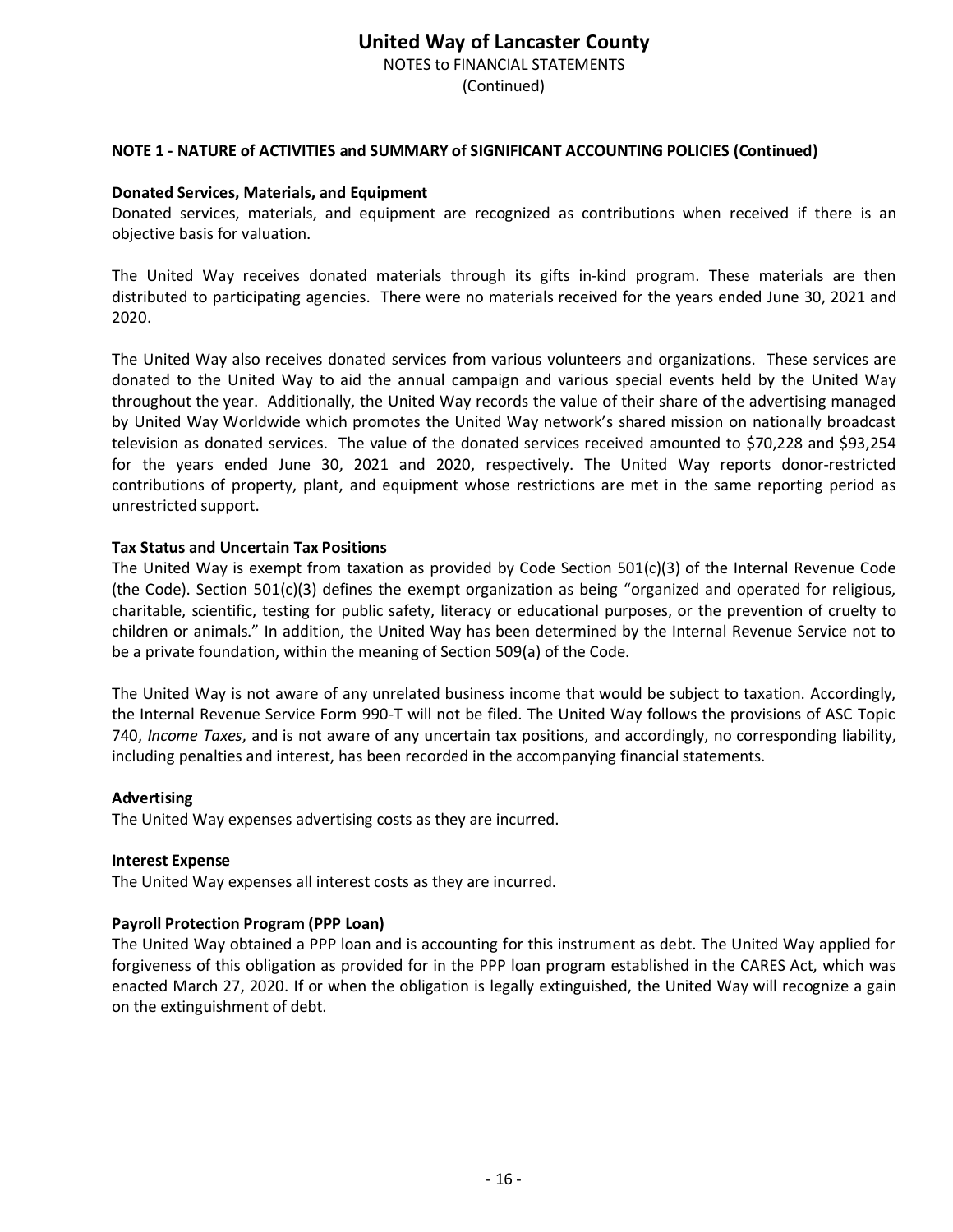## NOTE 1 - NATURE of ACTIVITIES and SUMMARY of SIGNIFICANT ACCOUNTING POLICIES (Continued)

### Donated Services, Materials, and Equipment

Donated services, materials, and equipment are recognized as contributions when received if there is an objective basis for valuation.

The United Way receives donated materials through its gifts in-kind program. These materials are then distributed to participating agencies. There were no materials received for the years ended June 30, 2021 and 2020.

The United Way also receives donated services from various volunteers and organizations. These services are donated to the United Way to aid the annual campaign and various special events held by the United Way throughout the year. Additionally, the United Way records the value of their share of the advertising managed by United Way Worldwide which promotes the United Way network's shared mission on nationally broadcast television as donated services. The value of the donated services received amounted to $70,228 and $93,254 for the years ended June 30, 2021 and 2020, respectively. The United Way reports donor-restricted contributions of property, plant, and equipment whose restrictions are met in the same reporting period as unrestricted support.

### Tax Status and Uncertain Tax Positions

The United Way is exempt from taxation as provided by Code Section 501(c)(3) of the Internal Revenue Code (the Code). Section 501(c)(3) defines the exempt organization as being "organized and operated for religious, charitable, scientific, testing for public safety, literacy or educational purposes, or the prevention of cruelty to children or animals." In addition, the United Way has been determined by the Internal Revenue Service not to be a private foundation, within the meaning of Section 509(a) of the Code.

The United Way is not aware of any unrelated business income that would be subject to taxation. Accordingly, the Internal Revenue Service Form 990-T will not be filed. The United Way follows the provisions of ASC Topic 740, *Income Taxes*, and is not aware of any uncertain tax positions, and accordingly, no corresponding liability, including penalties and interest, has been recorded in the accompanying financial statements.

### Advertising

The United Way expenses advertising costs as they are incurred.

### Interest Expense

The United Way expenses all interest costs as they are incurred.

### Payroll Protection Program (PPP Loan)

The United Way obtained a PPP loan and is accounting for this instrument as debt. The United Way applied for forgiveness of this obligation as provided for in the PPP loan program established in the CARES Act, which was enacted March 27, 2020. If or when the obligation is legally extinguished, the United Way will recognize a gain on the extinguishment of debt.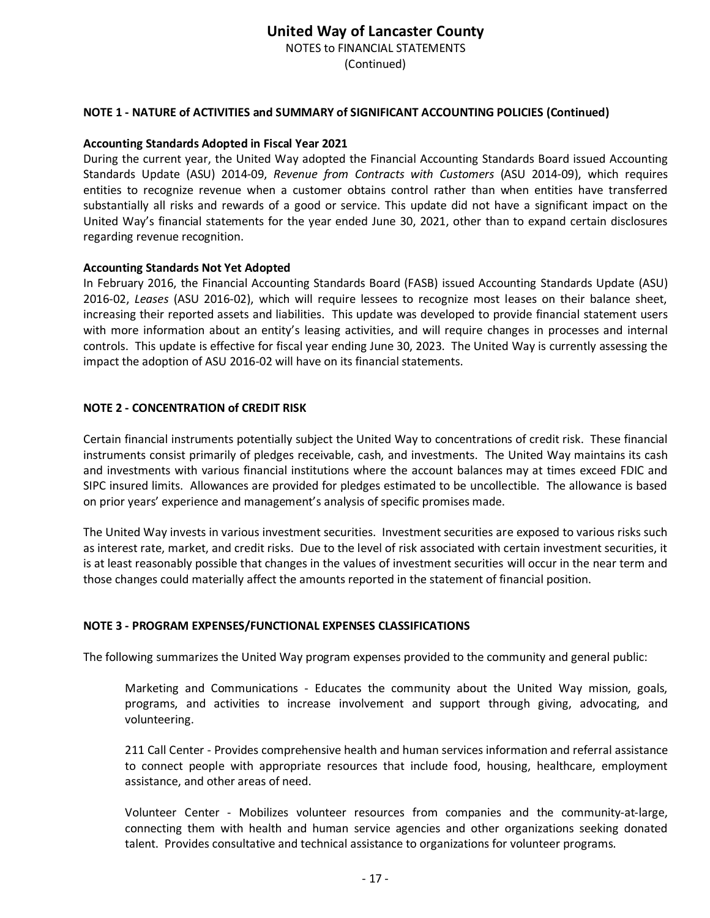**NOTE 1 - NATURE of ACTIVITIES and SUMMARY of SIGNIFICANT ACCOUNTING POLICIES (Continued)**

**Accounting Standards Adopted in Fiscal Year 2021**

During the current year, the United Way adopted the Financial Accounting Standards Board issued Accounting Standards Update (ASU) 2014-09, *Revenue from Contracts with Customers* (ASU 2014-09), which requires entities to recognize revenue when a customer obtains control rather than when entities have transferred substantially all risks and rewards of a good or service. This update did not have a significant impact on the United Way's financial statements for the year ended June 30, 2021, other than to expand certain disclosures regarding revenue recognition.

**Accounting Standards Not Yet Adopted**

In February 2016, the Financial Accounting Standards Board (FASB) issued Accounting Standards Update (ASU) 2016-02, *Leases* (ASU 2016-02), which will require lessees to recognize most leases on their balance sheet, increasing their reported assets and liabilities. This update was developed to provide financial statement users with more information about an entity's leasing activities, and will require changes in processes and internal controls. This update is effective for fiscal year ending June 30, 2023. The United Way is currently assessing the impact the adoption of ASU 2016-02 will have on its financial statements.

**NOTE 2 - CONCENTRATION of CREDIT RISK**

Certain financial instruments potentially subject the United Way to concentrations of credit risk. These financial instruments consist primarily of pledges receivable, cash, and investments. The United Way maintains its cash and investments with various financial institutions where the account balances may at times exceed FDIC and SIPC insured limits. Allowances are provided for pledges estimated to be uncollectible. The allowance is based on prior years' experience and management's analysis of specific promises made.

The United Way invests in various investment securities. Investment securities are exposed to various risks such as interest rate, market, and credit risks. Due to the level of risk associated with certain investment securities, it is at least reasonably possible that changes in the values of investment securities will occur in the near term and those changes could materially affect the amounts reported in the statement of financial position.

**NOTE 3 - PROGRAM EXPENSES/FUNCTIONAL EXPENSES CLASSIFICATIONS**

The following summarizes the United Way program expenses provided to the community and general public:

Marketing and Communications - Educates the community about the United Way mission, goals, programs, and activities to increase involvement and support through giving, advocating, and volunteering.

211 Call Center - Provides comprehensive health and human services information and referral assistance to connect people with appropriate resources that include food, housing, healthcare, employment assistance, and other areas of need.

Volunteer Center - Mobilizes volunteer resources from companies and the community-at-large, connecting them with health and human service agencies and other organizations seeking donated talent. Provides consultative and technical assistance to organizations for volunteer programs.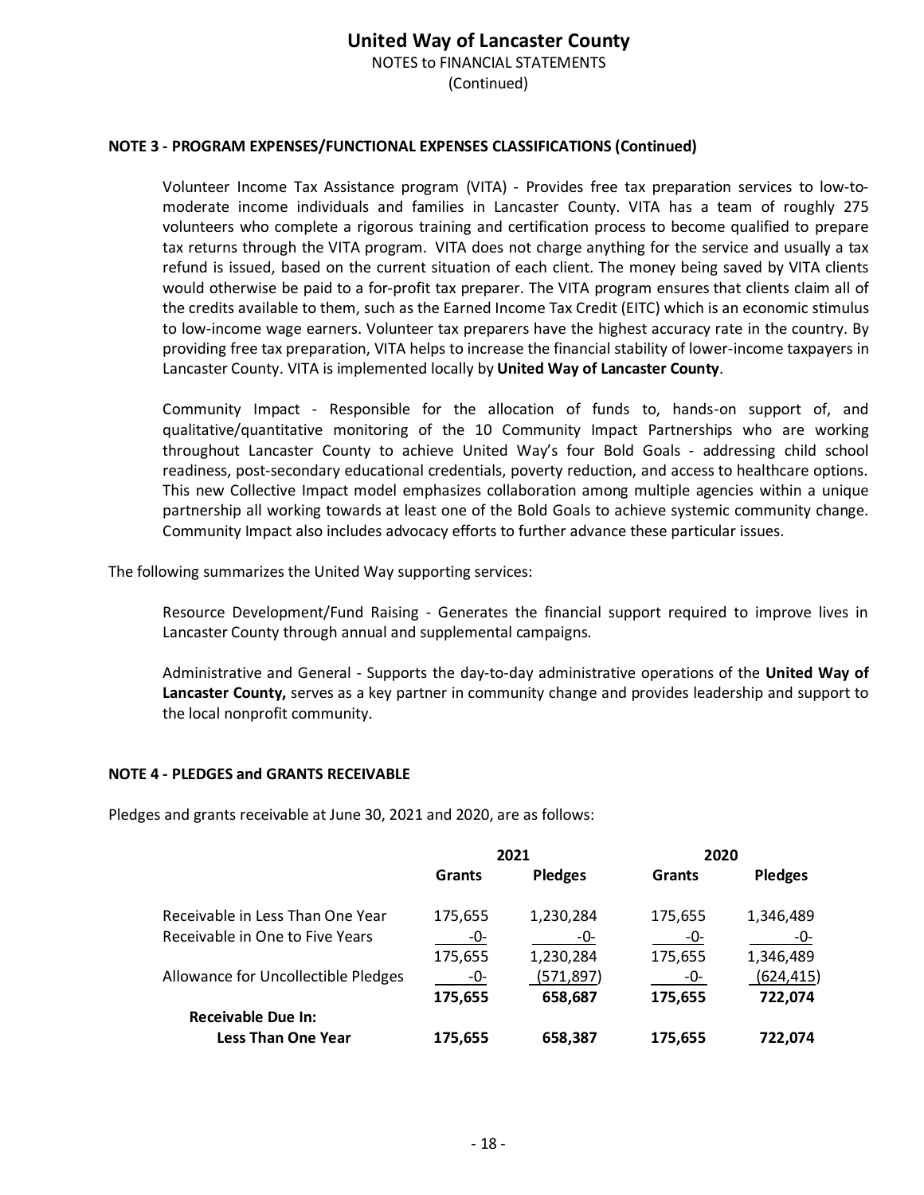**NOTE 3 - PROGRAM EXPENSES/FUNCTIONAL EXPENSES CLASSIFICATIONS (Continued)**

Volunteer Income Tax Assistance program (VITA) - Provides free tax preparation services to low-to-moderate income individuals and families in Lancaster County. VITA has a team of roughly 275 volunteers who complete a rigorous training and certification process to become qualified to prepare tax returns through the VITA program. VITA does not charge anything for the service and usually a tax refund is issued, based on the current situation of each client. The money being saved by VITA clients would otherwise be paid to a for-profit tax preparer. The VITA program ensures that clients claim all of the credits available to them, such as the Earned Income Tax Credit (EITC) which is an economic stimulus to low-income wage earners. Volunteer tax preparers have the highest accuracy rate in the country. By providing free tax preparation, VITA helps to increase the financial stability of lower-income taxpayers in Lancaster County. VITA is implemented locally by **United Way of Lancaster County**.

Community Impact - Responsible for the allocation of funds to, hands-on support of, and qualitative/quantitative monitoring of the 10 Community Impact Partnerships who are working throughout Lancaster County to achieve United Way's four Bold Goals - addressing child school readiness, post-secondary educational credentials, poverty reduction, and access to healthcare options. This new Collective Impact model emphasizes collaboration among multiple agencies within a unique partnership all working towards at least one of the Bold Goals to achieve systemic community change. Community Impact also includes advocacy efforts to further advance these particular issues.

The following summarizes the United Way supporting services:

Resource Development/Fund Raising - Generates the financial support required to improve lives in Lancaster County through annual and supplemental campaigns.

Administrative and General - Supports the day-to-day administrative operations of the **United Way of Lancaster County,** serves as a key partner in community change and provides leadership and support to the local nonprofit community.

**NOTE 4 - PLEDGES and GRANTS RECEIVABLE**

Pledges and grants receivable at June 30, 2021 and 2020, are as follows:

| | 2021 | | 2020 | |
|---|---|---|---|---|
| | **Grants** | **Pledges** | **Grants** | **Pledges** |
| Receivable in Less Than One Year | 175,655 | 1,230,284 | 175,655 | 1,346,489 |
| Receivable in One to Five Years | -0- | -0- | -0- | -0- |
| | 175,655 | 1,230,284 | 175,655 | 1,346,489 |
| Allowance for Uncollectible Pledges | -0- | (571,897) | -0- | (624,415) |
| | **175,655** | **658,687** | **175,655** | **722,074** |
| **Receivable Due In:** | | | | |
| **Less Than One Year** | **175,655** | **658,387** | **175,655** | **722,074** |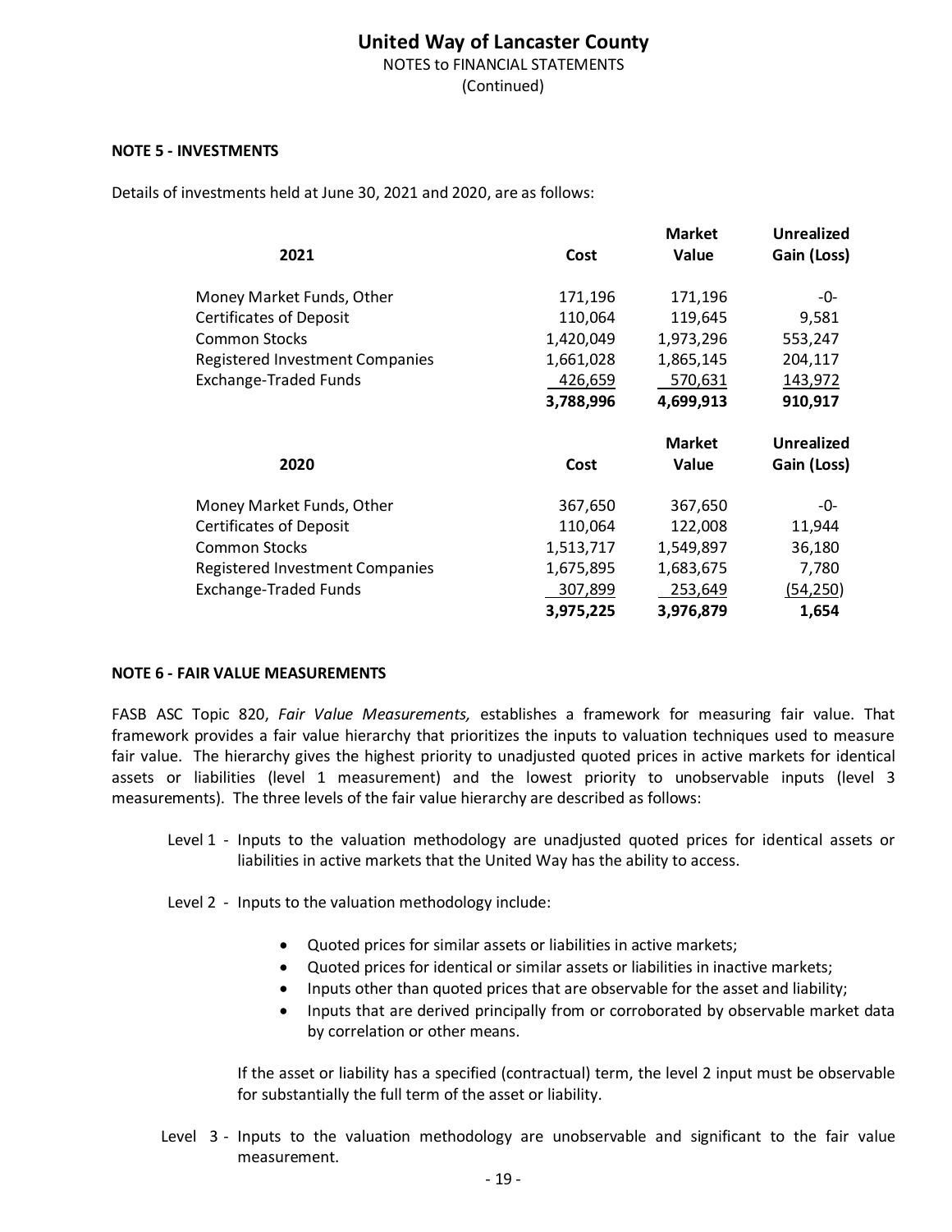## United Way of Lancaster County
NOTES to FINANCIAL STATEMENTS
(Continued)

### NOTE 5 - INVESTMENTS

Details of investments held at June 30, 2021 and 2020, are as follows:

| 2021 | Cost | Market Value | Unrealized Gain (Loss) |
|---|---|---|---|
| Money Market Funds, Other | 171,196 | 171,196 | -0- |
| Certificates of Deposit | 110,064 | 119,645 | 9,581 |
| Common Stocks | 1,420,049 | 1,973,296 | 553,247 |
| Registered Investment Companies | 1,661,028 | 1,865,145 | 204,117 |
| Exchange-Traded Funds | 426,659 | 570,631 | 143,972 |
| | **3,788,996** | **4,699,913** | **910,917** |

| 2020 | Cost | Market Value | Unrealized Gain (Loss) |
|---|---|---|---|
| Money Market Funds, Other | 367,650 | 367,650 | -0- |
| Certificates of Deposit | 110,064 | 122,008 | 11,944 |
| Common Stocks | 1,513,717 | 1,549,897 | 36,180 |
| Registered Investment Companies | 1,675,895 | 1,683,675 | 7,780 |
| Exchange-Traded Funds | 307,899 | 253,649 | (54,250) |
| | **3,975,225** | **3,976,879** | **1,654** |

### NOTE 6 - FAIR VALUE MEASUREMENTS

FASB ASC Topic 820, *Fair Value Measurements,* establishes a framework for measuring fair value. That framework provides a fair value hierarchy that prioritizes the inputs to valuation techniques used to measure fair value. The hierarchy gives the highest priority to unadjusted quoted prices in active markets for identical assets or liabilities (level 1 measurement) and the lowest priority to unobservable inputs (level 3 measurements). The three levels of the fair value hierarchy are described as follows:

Level 1 - Inputs to the valuation methodology are unadjusted quoted prices for identical assets or liabilities in active markets that the United Way has the ability to access.

Level 2 - Inputs to the valuation methodology include:

- Quoted prices for similar assets or liabilities in active markets;
- Quoted prices for identical or similar assets or liabilities in inactive markets;
- Inputs other than quoted prices that are observable for the asset and liability;
- Inputs that are derived principally from or corroborated by observable market data by correlation or other means.

If the asset or liability has a specified (contractual) term, the level 2 input must be observable for substantially the full term of the asset or liability.

Level 3 - Inputs to the valuation methodology are unobservable and significant to the fair value measurement.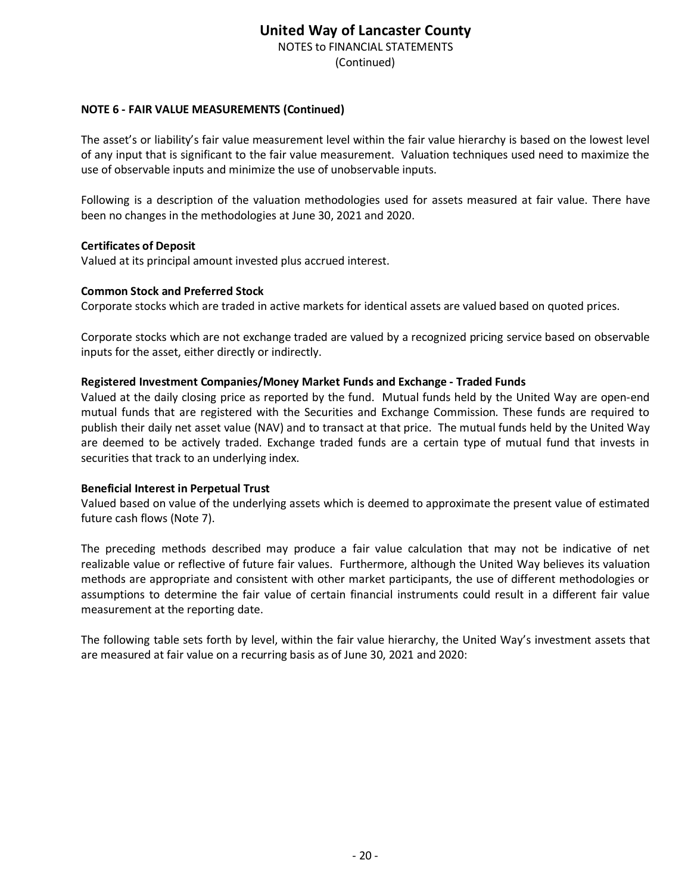### NOTE 6 - FAIR VALUE MEASUREMENTS (Continued)

The asset's or liability's fair value measurement level within the fair value hierarchy is based on the lowest level of any input that is significant to the fair value measurement. Valuation techniques used need to maximize the use of observable inputs and minimize the use of unobservable inputs.

Following is a description of the valuation methodologies used for assets measured at fair value. There have been no changes in the methodologies at June 30, 2021 and 2020.

**Certificates of Deposit**
Valued at its principal amount invested plus accrued interest.

**Common Stock and Preferred Stock**
Corporate stocks which are traded in active markets for identical assets are valued based on quoted prices.

Corporate stocks which are not exchange traded are valued by a recognized pricing service based on observable inputs for the asset, either directly or indirectly.

**Registered Investment Companies/Money Market Funds and Exchange - Traded Funds**
Valued at the daily closing price as reported by the fund. Mutual funds held by the United Way are open-end mutual funds that are registered with the Securities and Exchange Commission. These funds are required to publish their daily net asset value (NAV) and to transact at that price. The mutual funds held by the United Way are deemed to be actively traded. Exchange traded funds are a certain type of mutual fund that invests in securities that track to an underlying index.

**Beneficial Interest in Perpetual Trust**
Valued based on value of the underlying assets which is deemed to approximate the present value of estimated future cash flows (Note 7).

The preceding methods described may produce a fair value calculation that may not be indicative of net realizable value or reflective of future fair values. Furthermore, although the United Way believes its valuation methods are appropriate and consistent with other market participants, the use of different methodologies or assumptions to determine the fair value of certain financial instruments could result in a different fair value measurement at the reporting date.

The following table sets forth by level, within the fair value hierarchy, the United Way's investment assets that are measured at fair value on a recurring basis as of June 30, 2021 and 2020: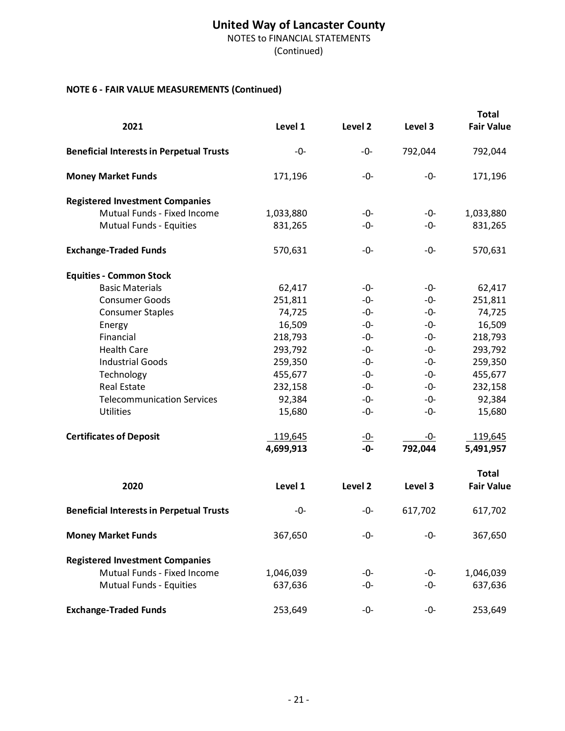**NOTE 6 - FAIR VALUE MEASUREMENTS (Continued)**

| 2021 | Level 1 | Level 2 | Level 3 | Total Fair Value |
|---|---|---|---|---|
| **Beneficial Interests in Perpetual Trusts** | -0- | -0- | 792,044 | 792,044 |
| **Money Market Funds** | 171,196 | -0- | -0- | 171,196 |
| **Registered Investment Companies** | | | | |
| Mutual Funds - Fixed Income | 1,033,880 | -0- | -0- | 1,033,880 |
| Mutual Funds - Equities | 831,265 | -0- | -0- | 831,265 |
| **Exchange-Traded Funds** | 570,631 | -0- | -0- | 570,631 |
| **Equities - Common Stock** | | | | |
| Basic Materials | 62,417 | -0- | -0- | 62,417 |
| Consumer Goods | 251,811 | -0- | -0- | 251,811 |
| Consumer Staples | 74,725 | -0- | -0- | 74,725 |
| Energy | 16,509 | -0- | -0- | 16,509 |
| Financial | 218,793 | -0- | -0- | 218,793 |
| Health Care | 293,792 | -0- | -0- | 293,792 |
| Industrial Goods | 259,350 | -0- | -0- | 259,350 |
| Technology | 455,677 | -0- | -0- | 455,677 |
| Real Estate | 232,158 | -0- | -0- | 232,158 |
| Telecommunication Services | 92,384 | -0- | -0- | 92,384 |
| Utilities | 15,680 | -0- | -0- | 15,680 |
| **Certificates of Deposit** | 119,645 | -0- | -0- | 119,645 |
| | **4,699,913** | **-0-** | **792,044** | **5,491,957** |

| 2020 | Level 1 | Level 2 | Level 3 | Total Fair Value |
|---|---|---|---|---|
| **Beneficial Interests in Perpetual Trusts** | -0- | -0- | 617,702 | 617,702 |
| **Money Market Funds** | 367,650 | -0- | -0- | 367,650 |
| **Registered Investment Companies** | | | | |
| Mutual Funds - Fixed Income | 1,046,039 | -0- | -0- | 1,046,039 |
| Mutual Funds - Equities | 637,636 | -0- | -0- | 637,636 |
| **Exchange-Traded Funds** | 253,649 | -0- | -0- | 253,649 |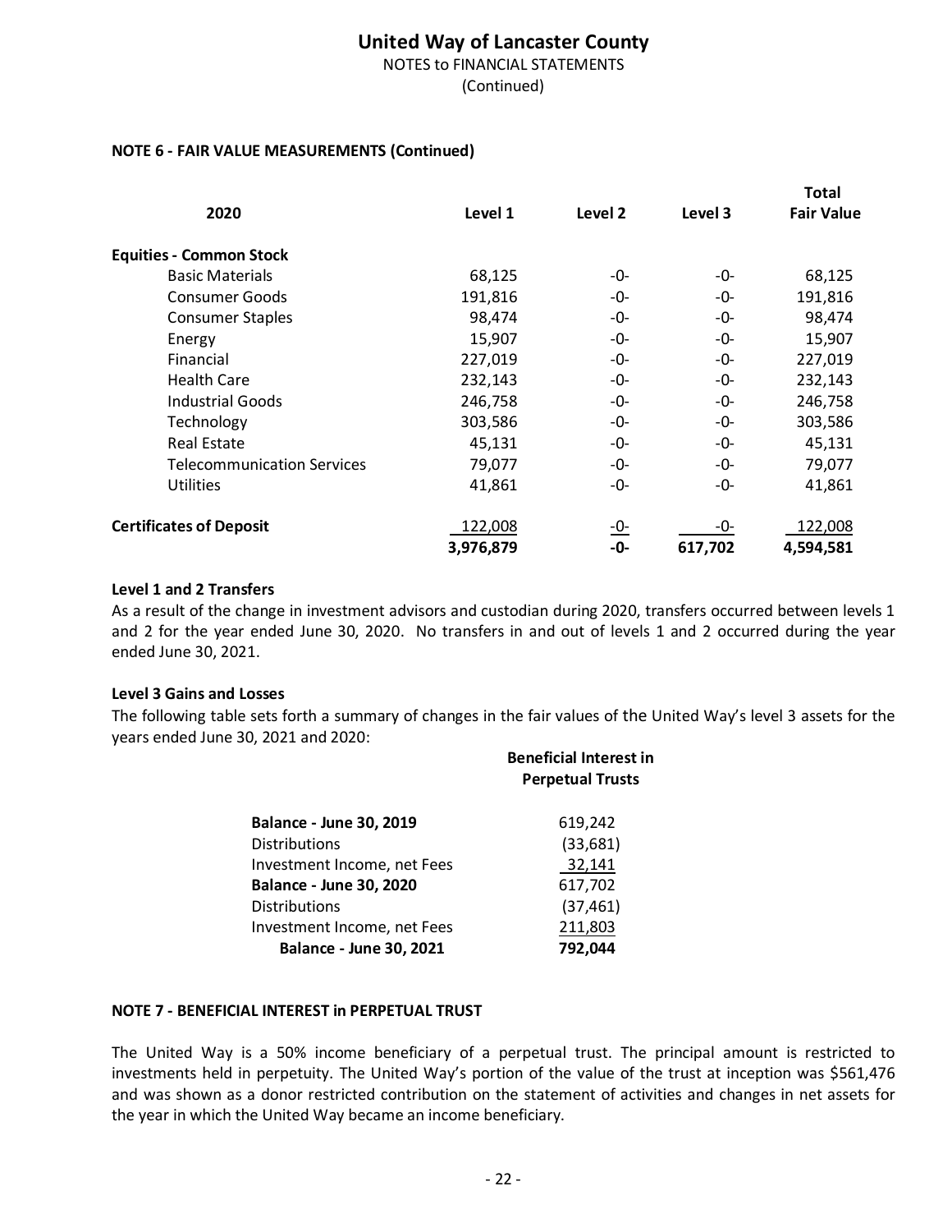**NOTE 6 - FAIR VALUE MEASUREMENTS (Continued)**

| 2020 | Level 1 | Level 2 | Level 3 | Total Fair Value |
|---|---|---|---|---|
| **Equities - Common Stock** | | | | |
| Basic Materials | 68,125 | -0- | -0- | 68,125 |
| Consumer Goods | 191,816 | -0- | -0- | 191,816 |
| Consumer Staples | 98,474 | -0- | -0- | 98,474 |
| Energy | 15,907 | -0- | -0- | 15,907 |
| Financial | 227,019 | -0- | -0- | 227,019 |
| Health Care | 232,143 | -0- | -0- | 232,143 |
| Industrial Goods | 246,758 | -0- | -0- | 246,758 |
| Technology | 303,586 | -0- | -0- | 303,586 |
| Real Estate | 45,131 | -0- | -0- | 45,131 |
| Telecommunication Services | 79,077 | -0- | -0- | 79,077 |
| Utilities | 41,861 | -0- | -0- | 41,861 |
| **Certificates of Deposit** | 122,008 | -0- | -0- | 122,008 |
| | **3,976,879** | **-0-** | **617,702** | **4,594,581** |

**Level 1 and 2 Transfers**

As a result of the change in investment advisors and custodian during 2020, transfers occurred between levels 1 and 2 for the year ended June 30, 2020. No transfers in and out of levels 1 and 2 occurred during the year ended June 30, 2021.

**Level 3 Gains and Losses**

The following table sets forth a summary of changes in the fair values of the United Way's level 3 assets for the years ended June 30, 2021 and 2020:

| | Beneficial Interest in Perpetual Trusts |
|---|---|
| **Balance - June 30, 2019** | 619,242 |
| Distributions | (33,681) |
| Investment Income, net Fees | 32,141 |
| **Balance - June 30, 2020** | 617,702 |
| Distributions | (37,461) |
| Investment Income, net Fees | 211,803 |
| **Balance - June 30, 2021** | **792,044** |

**NOTE 7 - BENEFICIAL INTEREST in PERPETUAL TRUST**

The United Way is a 50% income beneficiary of a perpetual trust. The principal amount is restricted to investments held in perpetuity. The United Way's portion of the value of the trust at inception was $561,476 and was shown as a donor restricted contribution on the statement of activities and changes in net assets for the year in which the United Way became an income beneficiary.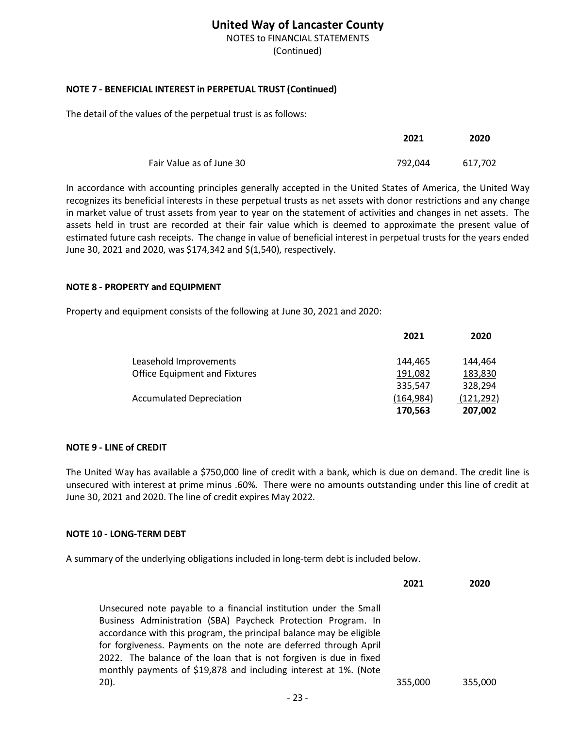# United Way of Lancaster County

NOTES to FINANCIAL STATEMENTS

(Continued)

**NOTE 7 - BENEFICIAL INTEREST in PERPETUAL TRUST (Continued)**

The detail of the values of the perpetual trust is as follows:

| | **2021** | **2020** |
|---|---|---|
| Fair Value as of June 30 | 792,044 | 617,702 |

In accordance with accounting principles generally accepted in the United States of America, the United Way recognizes its beneficial interests in these perpetual trusts as net assets with donor restrictions and any change in market value of trust assets from year to year on the statement of activities and changes in net assets. The assets held in trust are recorded at their fair value which is deemed to approximate the present value of estimated future cash receipts. The change in value of beneficial interest in perpetual trusts for the years ended June 30, 2021 and 2020, was $174,342 and $(1,540), respectively.

**NOTE 8 - PROPERTY and EQUIPMENT**

Property and equipment consists of the following at June 30, 2021 and 2020:

| | **2021** | **2020** |
|---|---|---|
| Leasehold Improvements | 144,465 | 144,464 |
| Office Equipment and Fixtures | 191,082 | 183,830 |
| | 335,547 | 328,294 |
| Accumulated Depreciation | (164,984) | (121,292) |
| | **170,563** | **207,002** |

**NOTE 9 - LINE of CREDIT**

The United Way has available a $750,000 line of credit with a bank, which is due on demand. The credit line is unsecured with interest at prime minus .60%. There were no amounts outstanding under this line of credit at June 30, 2021 and 2020. The line of credit expires May 2022.

**NOTE 10 - LONG-TERM DEBT**

A summary of the underlying obligations included in long-term debt is included below.

| | **2021** | **2020** |
|---|---|---|
| Unsecured note payable to a financial institution under the Small Business Administration (SBA) Paycheck Protection Program. In accordance with this program, the principal balance may be eligible for forgiveness. Payments on the note are deferred through April 2022. The balance of the loan that is not forgiven is due in fixed monthly payments of $19,878 and including interest at 1%. (Note 20). | 355,000 | 355,000 |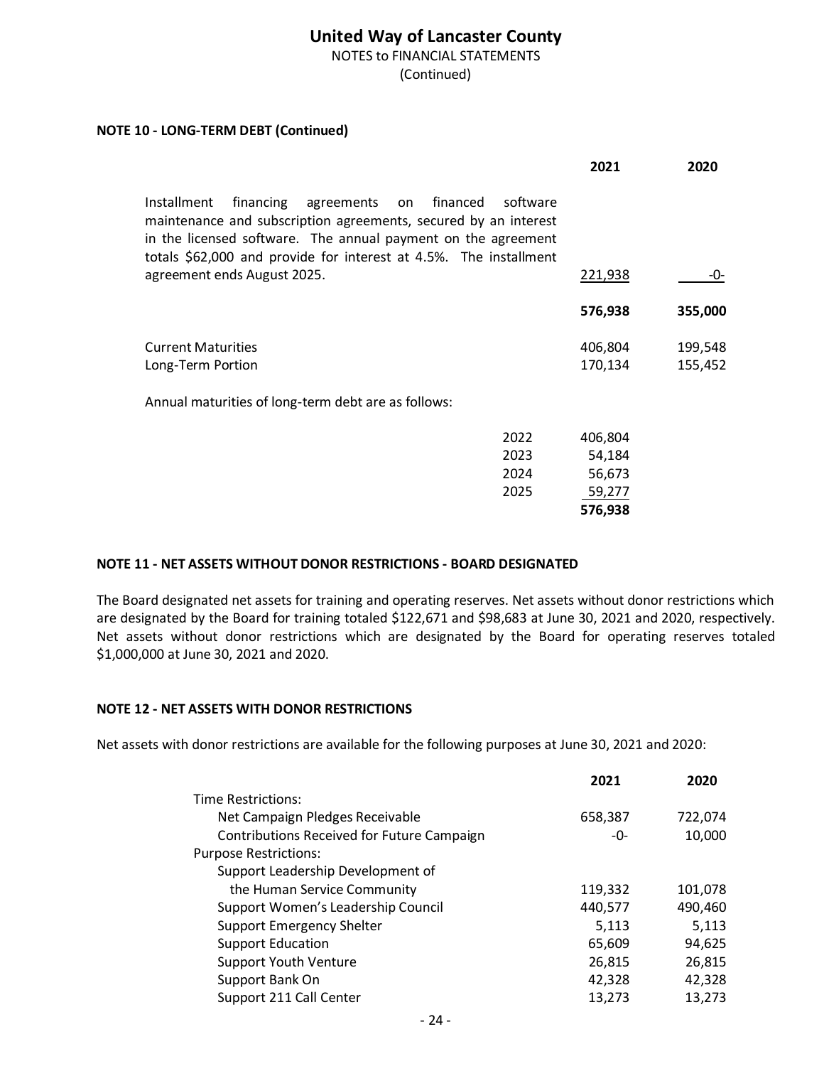# United Way of Lancaster County

NOTES to FINANCIAL STATEMENTS

(Continued)

## NOTE 10 - LONG-TERM DEBT (Continued)

| | 2021 | 2020 |
|---|---|---|
| Installment financing agreements on financed software maintenance and subscription agreements, secured by an interest in the licensed software. The annual payment on the agreement totals $62,000 and provide for interest at 4.5%. The installment agreement ends August 2025. | 221,938 | -0- |
| | **576,938** | **355,000** |
| Current Maturities | 406,804 | 199,548 |
| Long-Term Portion | 170,134 | 155,452 |

Annual maturities of long-term debt are as follows:

| | |
|---|---|
| 2022 | 406,804 |
| 2023 | 54,184 |
| 2024 | 56,673 |
| 2025 | 59,277 |
| | **576,938** |

## NOTE 11 - NET ASSETS WITHOUT DONOR RESTRICTIONS - BOARD DESIGNATED

The Board designated net assets for training and operating reserves. Net assets without donor restrictions which are designated by the Board for training totaled $122,671 and $98,683 at June 30, 2021 and 2020, respectively. Net assets without donor restrictions which are designated by the Board for operating reserves totaled $1,000,000 at June 30, 2021 and 2020.

## NOTE 12 - NET ASSETS WITH DONOR RESTRICTIONS

Net assets with donor restrictions are available for the following purposes at June 30, 2021 and 2020:

| | 2021 | 2020 |
|---|---|---|
| Time Restrictions: | | |
| Net Campaign Pledges Receivable | 658,387 | 722,074 |
| Contributions Received for Future Campaign | -0- | 10,000 |
| Purpose Restrictions: | | |
| Support Leadership Development of the Human Service Community | 119,332 | 101,078 |
| Support Women's Leadership Council | 440,577 | 490,460 |
| Support Emergency Shelter | 5,113 | 5,113 |
| Support Education | 65,609 | 94,625 |
| Support Youth Venture | 26,815 | 26,815 |
| Support Bank On | 42,328 | 42,328 |
| Support 211 Call Center | 13,273 | 13,273 |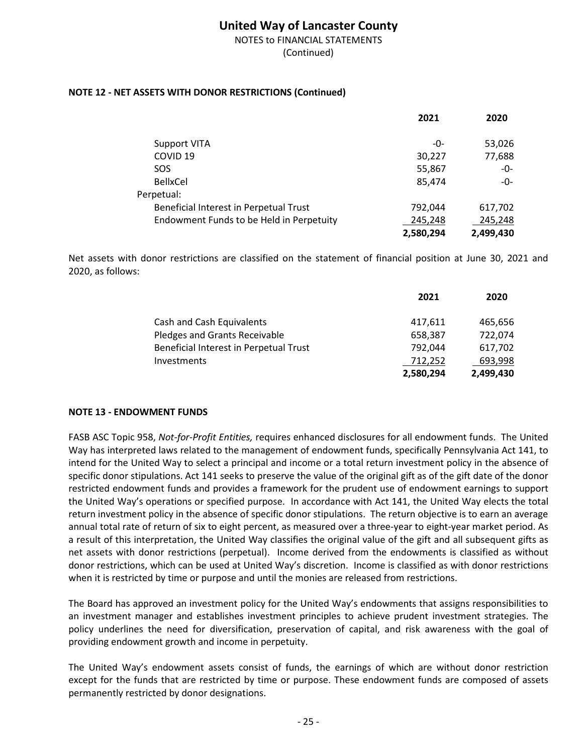## NOTE 12 - NET ASSETS WITH DONOR RESTRICTIONS (Continued)

| | 2021 | 2020 |
|---|---|---|
| Support VITA | -0- | 53,026 |
| COVID 19 | 30,227 | 77,688 |
| SOS | 55,867 | -0- |
| BellxCel | 85,474 | -0- |
| Perpetual: | | |
| Beneficial Interest in Perpetual Trust | 792,044 | 617,702 |
| Endowment Funds to be Held in Perpetuity | 245,248 | 245,248 |
| | **2,580,294** | **2,499,430** |

Net assets with donor restrictions are classified on the statement of financial position at June 30, 2021 and 2020, as follows:

| | 2021 | 2020 |
|---|---|---|
| Cash and Cash Equivalents | 417,611 | 465,656 |
| Pledges and Grants Receivable | 658,387 | 722,074 |
| Beneficial Interest in Perpetual Trust | 792,044 | 617,702 |
| Investments | 712,252 | 693,998 |
| | **2,580,294** | **2,499,430** |

## NOTE 13 - ENDOWMENT FUNDS

FASB ASC Topic 958, *Not-for-Profit Entities,* requires enhanced disclosures for all endowment funds. The United Way has interpreted laws related to the management of endowment funds, specifically Pennsylvania Act 141, to intend for the United Way to select a principal and income or a total return investment policy in the absence of specific donor stipulations. Act 141 seeks to preserve the value of the original gift as of the gift date of the donor restricted endowment funds and provides a framework for the prudent use of endowment earnings to support the United Way's operations or specified purpose. In accordance with Act 141, the United Way elects the total return investment policy in the absence of specific donor stipulations. The return objective is to earn an average annual total rate of return of six to eight percent, as measured over a three-year to eight-year market period. As a result of this interpretation, the United Way classifies the original value of the gift and all subsequent gifts as net assets with donor restrictions (perpetual). Income derived from the endowments is classified as without donor restrictions, which can be used at United Way's discretion. Income is classified as with donor restrictions when it is restricted by time or purpose and until the monies are released from restrictions.

The Board has approved an investment policy for the United Way's endowments that assigns responsibilities to an investment manager and establishes investment principles to achieve prudent investment strategies. The policy underlines the need for diversification, preservation of capital, and risk awareness with the goal of providing endowment growth and income in perpetuity.

The United Way's endowment assets consist of funds, the earnings of which are without donor restriction except for the funds that are restricted by time or purpose. These endowment funds are composed of assets permanently restricted by donor designations.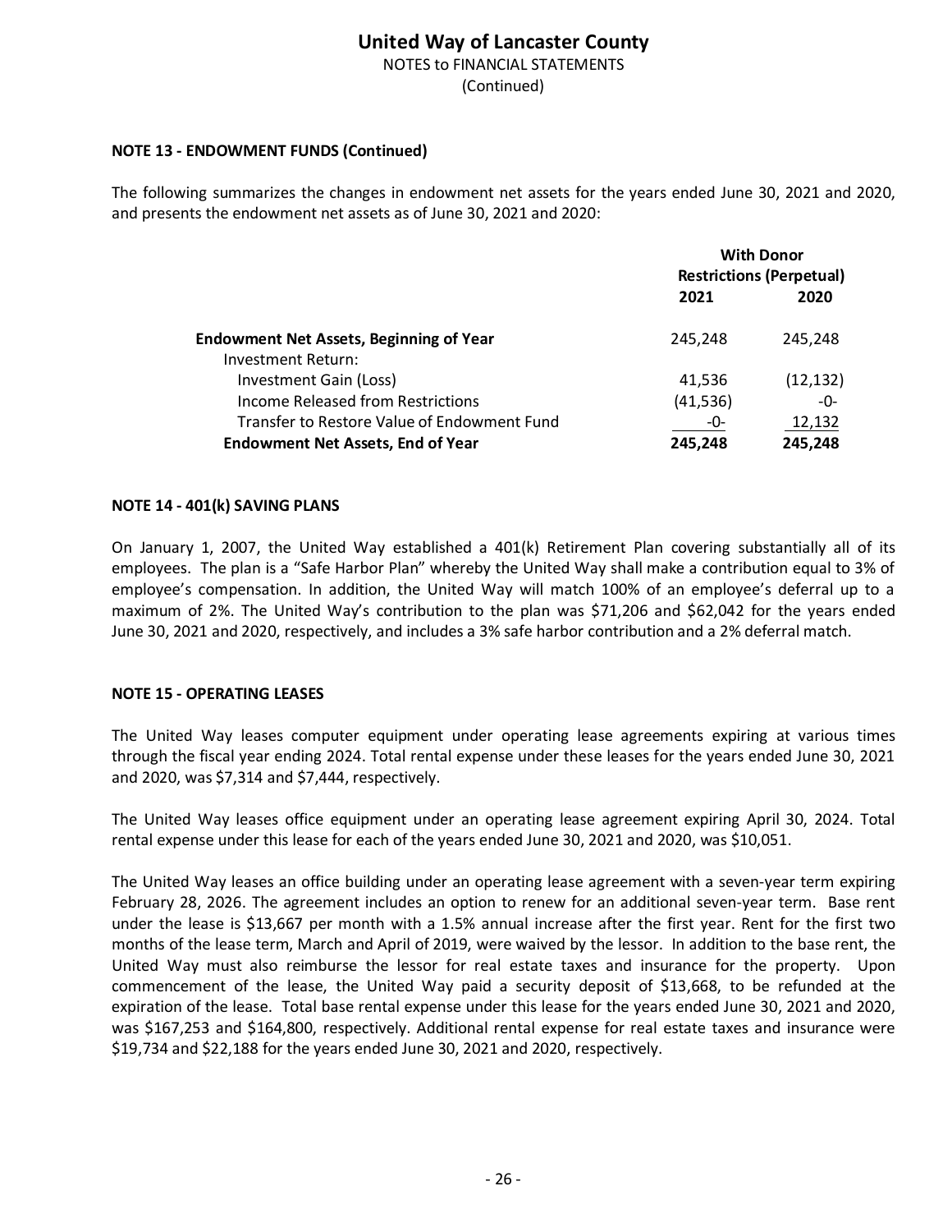## NOTE 13 - ENDOWMENT FUNDS (Continued)

The following summarizes the changes in endowment net assets for the years ended June 30, 2021 and 2020, and presents the endowment net assets as of June 30, 2021 and 2020:

| | With Donor Restrictions (Perpetual) | |
|---|---|---|
| | 2021 | 2020 |
| **Endowment Net Assets, Beginning of Year** | 245,248 | 245,248 |
| Investment Return: | | |
| Investment Gain (Loss) | 41,536 | (12,132) |
| Income Released from Restrictions | (41,536) | -0- |
| Transfer to Restore Value of Endowment Fund | -0- | 12,132 |
| **Endowment Net Assets, End of Year** | **245,248** | **245,248** |

## NOTE 14 - 401(k) SAVING PLANS

On January 1, 2007, the United Way established a 401(k) Retirement Plan covering substantially all of its employees. The plan is a "Safe Harbor Plan" whereby the United Way shall make a contribution equal to 3% of employee's compensation. In addition, the United Way will match 100% of an employee's deferral up to a maximum of 2%. The United Way's contribution to the plan was $71,206 and $62,042 for the years ended June 30, 2021 and 2020, respectively, and includes a 3% safe harbor contribution and a 2% deferral match.

## NOTE 15 - OPERATING LEASES

The United Way leases computer equipment under operating lease agreements expiring at various times through the fiscal year ending 2024. Total rental expense under these leases for the years ended June 30, 2021 and 2020, was $7,314 and $7,444, respectively.

The United Way leases office equipment under an operating lease agreement expiring April 30, 2024. Total rental expense under this lease for each of the years ended June 30, 2021 and 2020, was $10,051.

The United Way leases an office building under an operating lease agreement with a seven-year term expiring February 28, 2026. The agreement includes an option to renew for an additional seven-year term. Base rent under the lease is $13,667 per month with a 1.5% annual increase after the first year. Rent for the first two months of the lease term, March and April of 2019, were waived by the lessor. In addition to the base rent, the United Way must also reimburse the lessor for real estate taxes and insurance for the property. Upon commencement of the lease, the United Way paid a security deposit of $13,668, to be refunded at the expiration of the lease. Total base rental expense under this lease for the years ended June 30, 2021 and 2020, was $167,253 and $164,800, respectively. Additional rental expense for real estate taxes and insurance were $19,734 and $22,188 for the years ended June 30, 2021 and 2020, respectively.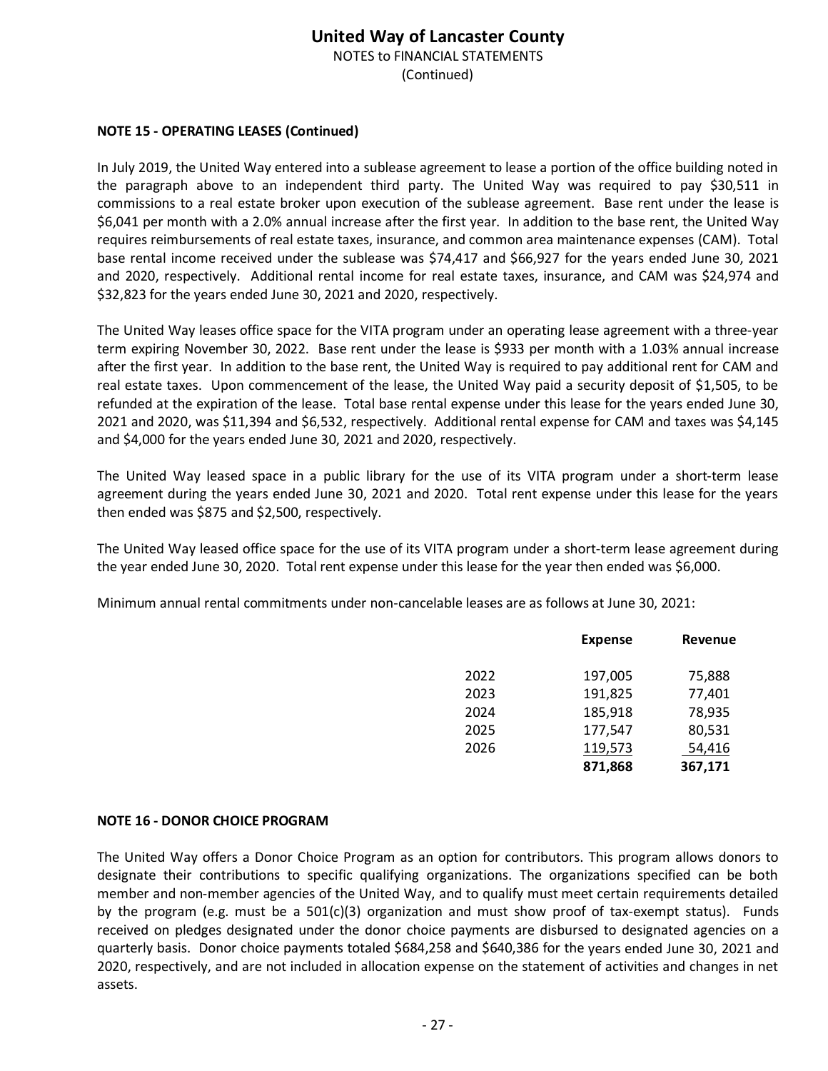## NOTE 15 - OPERATING LEASES (Continued)

In July 2019, the United Way entered into a sublease agreement to lease a portion of the office building noted in the paragraph above to an independent third party. The United Way was required to pay $30,511 in commissions to a real estate broker upon execution of the sublease agreement. Base rent under the lease is $6,041 per month with a 2.0% annual increase after the first year. In addition to the base rent, the United Way requires reimbursements of real estate taxes, insurance, and common area maintenance expenses (CAM). Total base rental income received under the sublease was $74,417 and $66,927 for the years ended June 30, 2021 and 2020, respectively. Additional rental income for real estate taxes, insurance, and CAM was $24,974 and $32,823 for the years ended June 30, 2021 and 2020, respectively.

The United Way leases office space for the VITA program under an operating lease agreement with a three-year term expiring November 30, 2022. Base rent under the lease is $933 per month with a 1.03% annual increase after the first year. In addition to the base rent, the United Way is required to pay additional rent for CAM and real estate taxes. Upon commencement of the lease, the United Way paid a security deposit of $1,505, to be refunded at the expiration of the lease. Total base rental expense under this lease for the years ended June 30, 2021 and 2020, was $11,394 and $6,532, respectively. Additional rental expense for CAM and taxes was $4,145 and $4,000 for the years ended June 30, 2021 and 2020, respectively.

The United Way leased space in a public library for the use of its VITA program under a short-term lease agreement during the years ended June 30, 2021 and 2020. Total rent expense under this lease for the years then ended was $875 and $2,500, respectively.

The United Way leased office space for the use of its VITA program under a short-term lease agreement during the year ended June 30, 2020. Total rent expense under this lease for the year then ended was $6,000.

Minimum annual rental commitments under non-cancelable leases are as follows at June 30, 2021:

| | Expense | Revenue |
|---|---|---|
| 2022 | 197,005 | 75,888 |
| 2023 | 191,825 | 77,401 |
| 2024 | 185,918 | 78,935 |
| 2025 | 177,547 | 80,531 |
| 2026 | 119,573 | 54,416 |
| | **871,868** | **367,171** |

## NOTE 16 - DONOR CHOICE PROGRAM

The United Way offers a Donor Choice Program as an option for contributors. This program allows donors to designate their contributions to specific qualifying organizations. The organizations specified can be both member and non-member agencies of the United Way, and to qualify must meet certain requirements detailed by the program (e.g. must be a 501(c)(3) organization and must show proof of tax-exempt status). Funds received on pledges designated under the donor choice payments are disbursed to designated agencies on a quarterly basis. Donor choice payments totaled $684,258 and $640,386 for the years ended June 30, 2021 and 2020, respectively, and are not included in allocation expense on the statement of activities and changes in net assets.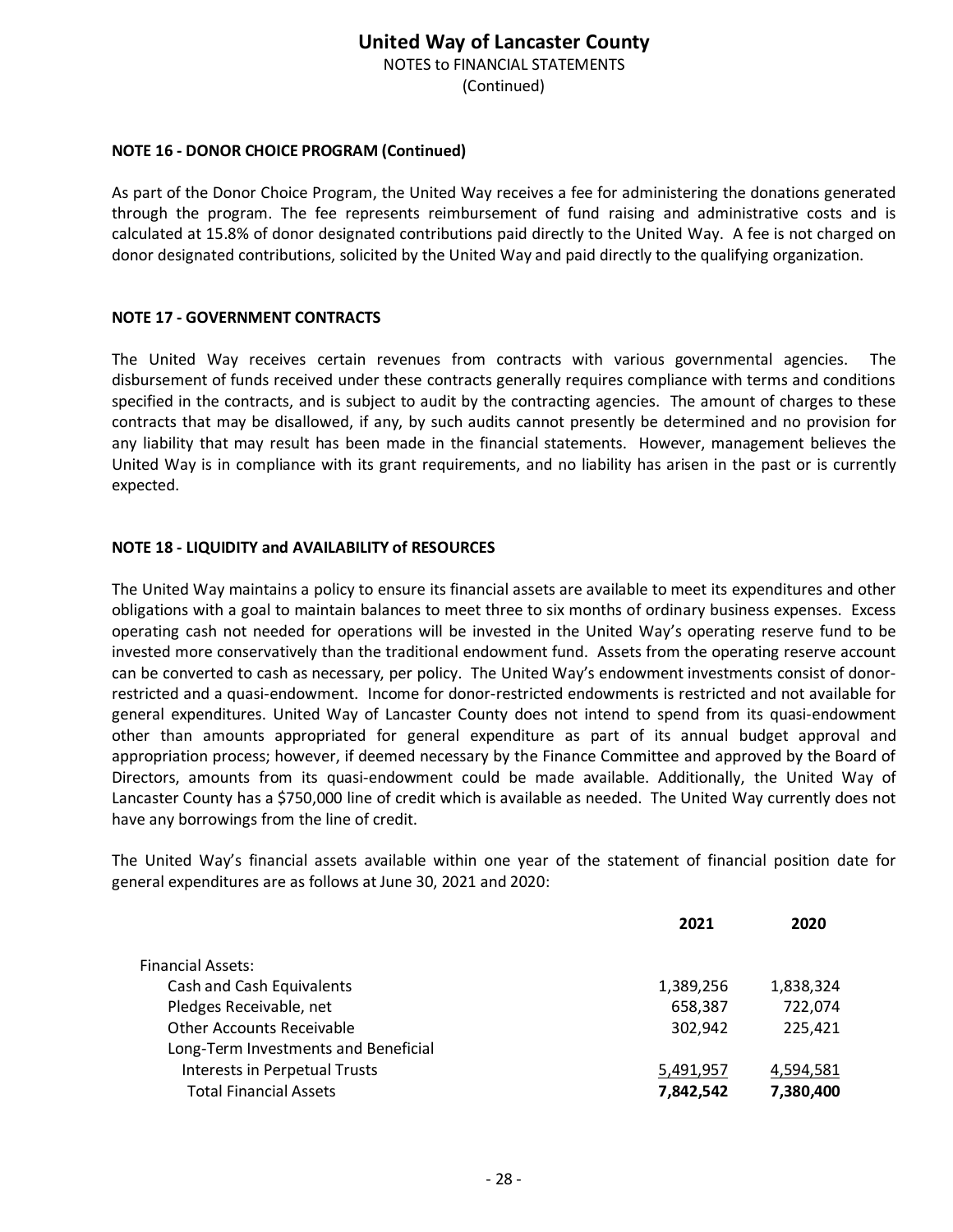### NOTE 16 - DONOR CHOICE PROGRAM (Continued)

As part of the Donor Choice Program, the United Way receives a fee for administering the donations generated through the program. The fee represents reimbursement of fund raising and administrative costs and is calculated at 15.8% of donor designated contributions paid directly to the United Way. A fee is not charged on donor designated contributions, solicited by the United Way and paid directly to the qualifying organization.

### NOTE 17 - GOVERNMENT CONTRACTS

The United Way receives certain revenues from contracts with various governmental agencies. The disbursement of funds received under these contracts generally requires compliance with terms and conditions specified in the contracts, and is subject to audit by the contracting agencies. The amount of charges to these contracts that may be disallowed, if any, by such audits cannot presently be determined and no provision for any liability that may result has been made in the financial statements. However, management believes the United Way is in compliance with its grant requirements, and no liability has arisen in the past or is currently expected.

### NOTE 18 - LIQUIDITY and AVAILABILITY of RESOURCES

The United Way maintains a policy to ensure its financial assets are available to meet its expenditures and other obligations with a goal to maintain balances to meet three to six months of ordinary business expenses. Excess operating cash not needed for operations will be invested in the United Way's operating reserve fund to be invested more conservatively than the traditional endowment fund. Assets from the operating reserve account can be converted to cash as necessary, per policy. The United Way's endowment investments consist of donor-restricted and a quasi-endowment. Income for donor-restricted endowments is restricted and not available for general expenditures. United Way of Lancaster County does not intend to spend from its quasi-endowment other than amounts appropriated for general expenditure as part of its annual budget approval and appropriation process; however, if deemed necessary by the Finance Committee and approved by the Board of Directors, amounts from its quasi-endowment could be made available. Additionally, the United Way of Lancaster County has a $750,000 line of credit which is available as needed. The United Way currently does not have any borrowings from the line of credit.

The United Way's financial assets available within one year of the statement of financial position date for general expenditures are as follows at June 30, 2021 and 2020:

| | 2021 | 2020 |
|---|---|---|
| Financial Assets: | | |
| Cash and Cash Equivalents | 1,389,256 | 1,838,324 |
| Pledges Receivable, net | 658,387 | 722,074 |
| Other Accounts Receivable | 302,942 | 225,421 |
| Long-Term Investments and Beneficial Interests in Perpetual Trusts | 5,491,957 | 4,594,581 |
| **Total Financial Assets** | **7,842,542** | **7,380,400** |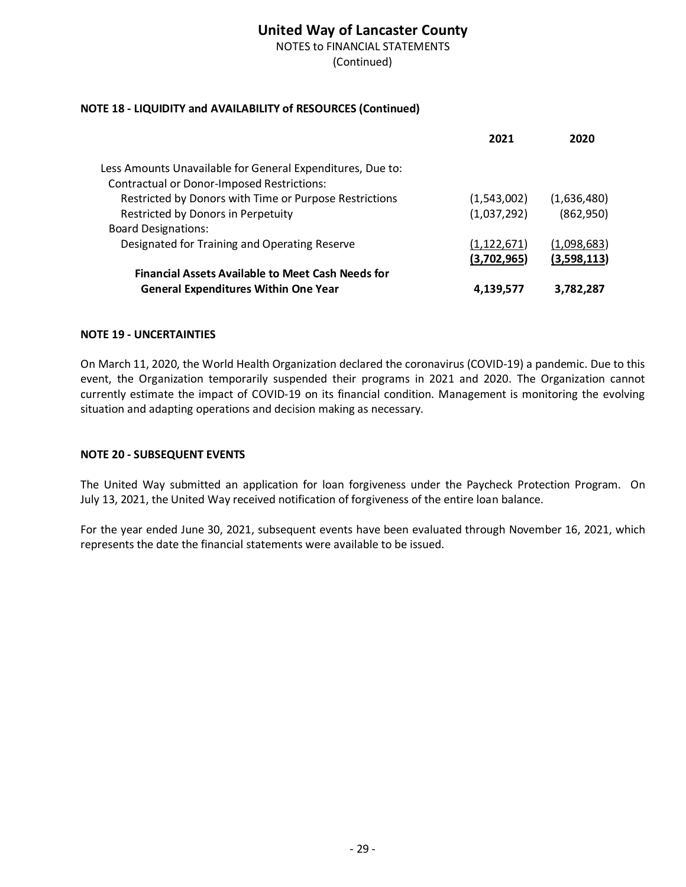## United Way of Lancaster County

NOTES to FINANCIAL STATEMENTS

(Continued)

### NOTE 18 - LIQUIDITY and AVAILABILITY of RESOURCES (Continued)

| | 2021 | 2020 |
|---|---|---|
| Less Amounts Unavailable for General Expenditures, Due to: | | |
| Contractual or Donor-Imposed Restrictions: | | |
| Restricted by Donors with Time or Purpose Restrictions | (1,543,002) | (1,636,480) |
| Restricted by Donors in Perpetuity | (1,037,292) | (862,950) |
| Board Designations: | | |
| Designated for Training and Operating Reserve | (1,122,671) | (1,098,683) |
| | **(3,702,965)** | **(3,598,113)** |
| **Financial Assets Available to Meet Cash Needs for General Expenditures Within One Year** | **4,139,577** | **3,782,287** |

### NOTE 19 - UNCERTAINTIES

On March 11, 2020, the World Health Organization declared the coronavirus (COVID-19) a pandemic. Due to this event, the Organization temporarily suspended their programs in 2021 and 2020. The Organization cannot currently estimate the impact of COVID-19 on its financial condition. Management is monitoring the evolving situation and adapting operations and decision making as necessary.

### NOTE 20 - SUBSEQUENT EVENTS

The United Way submitted an application for loan forgiveness under the Paycheck Protection Program. On July 13, 2021, the United Way received notification of forgiveness of the entire loan balance.

For the year ended June 30, 2021, subsequent events have been evaluated through November 16, 2021, which represents the date the financial statements were available to be issued.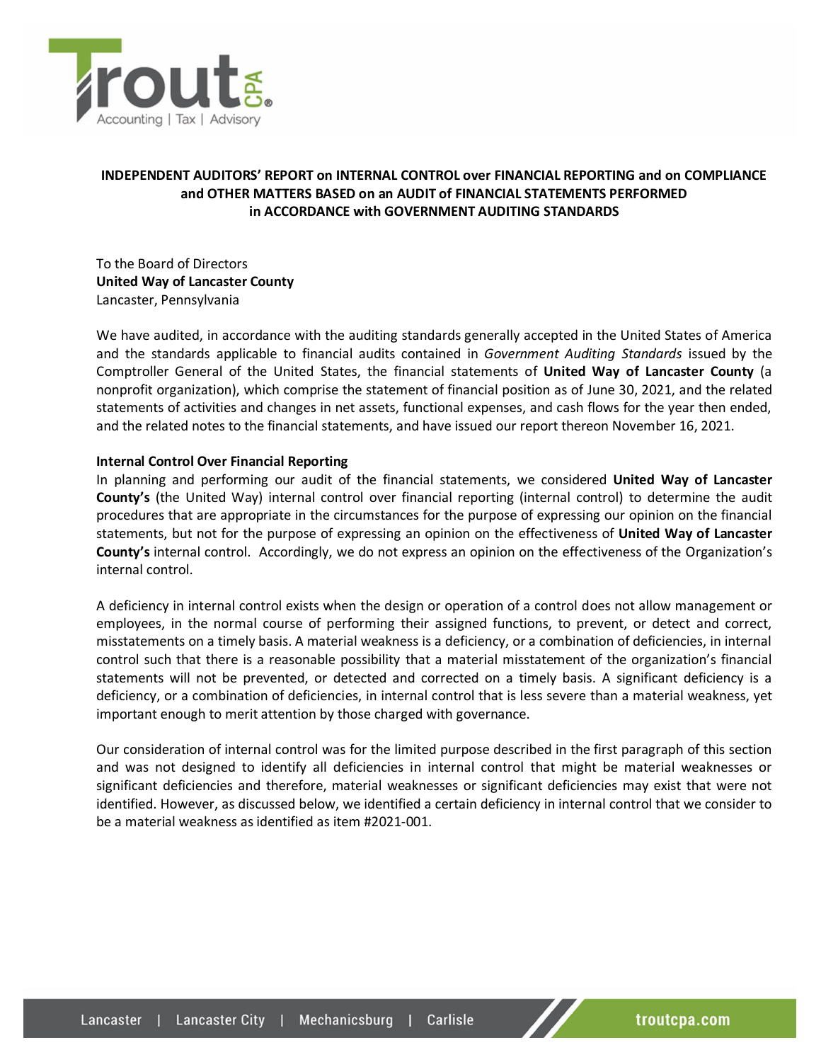**INDEPENDENT AUDITORS' REPORT on INTERNAL CONTROL over FINANCIAL REPORTING and on COMPLIANCE and OTHER MATTERS BASED on an AUDIT of FINANCIAL STATEMENTS PERFORMED in ACCORDANCE with GOVERNMENT AUDITING STANDARDS**

To the Board of Directors
**United Way of Lancaster County**
Lancaster, Pennsylvania

We have audited, in accordance with the auditing standards generally accepted in the United States of America and the standards applicable to financial audits contained in *Government Auditing Standards* issued by the Comptroller General of the United States, the financial statements of **United Way of Lancaster County** (a nonprofit organization), which comprise the statement of financial position as of June 30, 2021, and the related statements of activities and changes in net assets, functional expenses, and cash flows for the year then ended, and the related notes to the financial statements, and have issued our report thereon November 16, 2021.

**Internal Control Over Financial Reporting**
In planning and performing our audit of the financial statements, we considered **United Way of Lancaster County's** (the United Way) internal control over financial reporting (internal control) to determine the audit procedures that are appropriate in the circumstances for the purpose of expressing our opinion on the financial statements, but not for the purpose of expressing an opinion on the effectiveness of **United Way of Lancaster County's** internal control. Accordingly, we do not express an opinion on the effectiveness of the Organization's internal control.

A deficiency in internal control exists when the design or operation of a control does not allow management or employees, in the normal course of performing their assigned functions, to prevent, or detect and correct, misstatements on a timely basis. A material weakness is a deficiency, or a combination of deficiencies, in internal control such that there is a reasonable possibility that a material misstatement of the organization's financial statements will not be prevented, or detected and corrected on a timely basis. A significant deficiency is a deficiency, or a combination of deficiencies, in internal control that is less severe than a material weakness, yet important enough to merit attention by those charged with governance.

Our consideration of internal control was for the limited purpose described in the first paragraph of this section and was not designed to identify all deficiencies in internal control that might be material weaknesses or significant deficiencies and therefore, material weaknesses or significant deficiencies may exist that were not identified. However, as discussed below, we identified a certain deficiency in internal control that we consider to be a material weakness as identified as item #2021-001.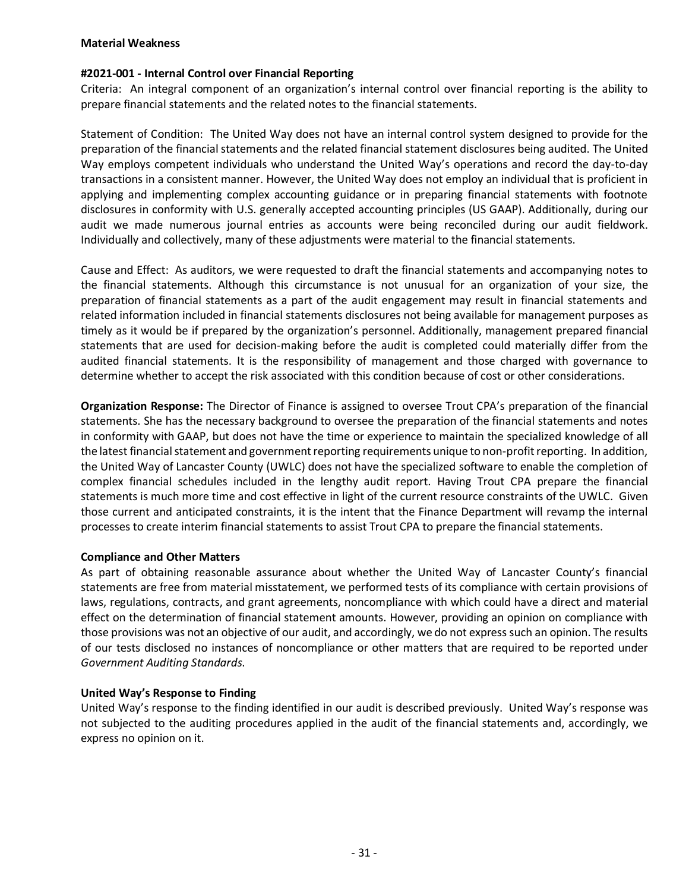**Material Weakness**

**#2021-001 - Internal Control over Financial Reporting**
Criteria: An integral component of an organization's internal control over financial reporting is the ability to prepare financial statements and the related notes to the financial statements.

Statement of Condition: The United Way does not have an internal control system designed to provide for the preparation of the financial statements and the related financial statement disclosures being audited. The United Way employs competent individuals who understand the United Way's operations and record the day-to-day transactions in a consistent manner. However, the United Way does not employ an individual that is proficient in applying and implementing complex accounting guidance or in preparing financial statements with footnote disclosures in conformity with U.S. generally accepted accounting principles (US GAAP). Additionally, during our audit we made numerous journal entries as accounts were being reconciled during our audit fieldwork. Individually and collectively, many of these adjustments were material to the financial statements.

Cause and Effect: As auditors, we were requested to draft the financial statements and accompanying notes to the financial statements. Although this circumstance is not unusual for an organization of your size, the preparation of financial statements as a part of the audit engagement may result in financial statements and related information included in financial statements disclosures not being available for management purposes as timely as it would be if prepared by the organization's personnel. Additionally, management prepared financial statements that are used for decision-making before the audit is completed could materially differ from the audited financial statements. It is the responsibility of management and those charged with governance to determine whether to accept the risk associated with this condition because of cost or other considerations.

**Organization Response:** The Director of Finance is assigned to oversee Trout CPA's preparation of the financial statements. She has the necessary background to oversee the preparation of the financial statements and notes in conformity with GAAP, but does not have the time or experience to maintain the specialized knowledge of all the latest financial statement and government reporting requirements unique to non-profit reporting. In addition, the United Way of Lancaster County (UWLC) does not have the specialized software to enable the completion of complex financial schedules included in the lengthy audit report. Having Trout CPA prepare the financial statements is much more time and cost effective in light of the current resource constraints of the UWLC. Given those current and anticipated constraints, it is the intent that the Finance Department will revamp the internal processes to create interim financial statements to assist Trout CPA to prepare the financial statements.

**Compliance and Other Matters**
As part of obtaining reasonable assurance about whether the United Way of Lancaster County's financial statements are free from material misstatement, we performed tests of its compliance with certain provisions of laws, regulations, contracts, and grant agreements, noncompliance with which could have a direct and material effect on the determination of financial statement amounts. However, providing an opinion on compliance with those provisions was not an objective of our audit, and accordingly, we do not express such an opinion. The results of our tests disclosed no instances of noncompliance or other matters that are required to be reported under *Government Auditing Standards*.

**United Way's Response to Finding**
United Way's response to the finding identified in our audit is described previously. United Way's response was not subjected to the auditing procedures applied in the audit of the financial statements and, accordingly, we express no opinion on it.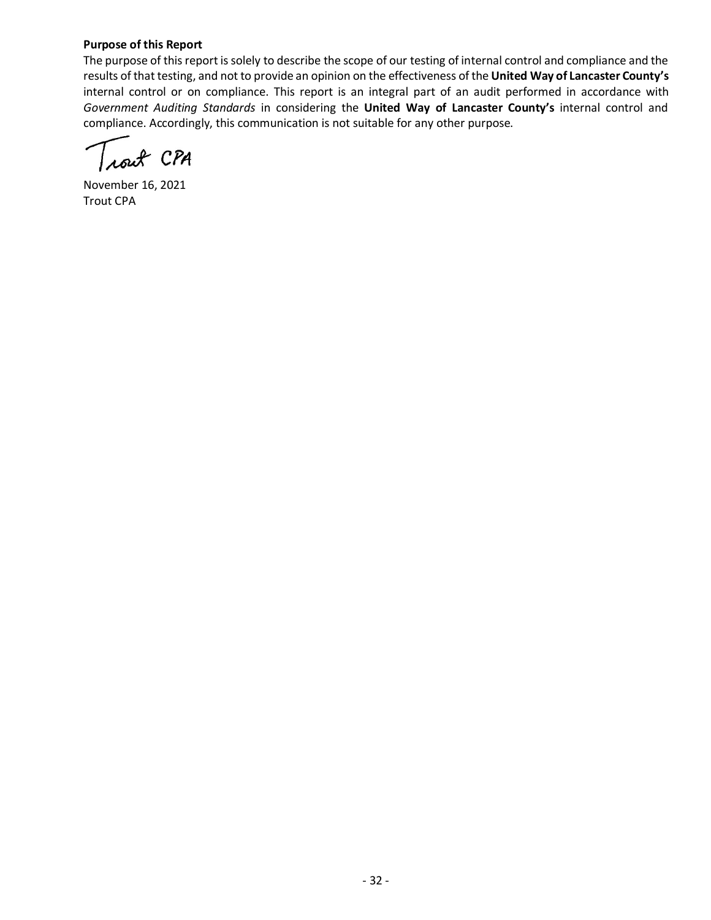**Purpose of this Report**

The purpose of this report is solely to describe the scope of our testing of internal control and compliance and the results of that testing, and not to provide an opinion on the effectiveness of the **United Way of Lancaster County's** internal control or on compliance. This report is an integral part of an audit performed in accordance with *Government Auditing Standards* in considering the **United Way of Lancaster County's** internal control and compliance. Accordingly, this communication is not suitable for any other purpose.

Trout CPA

November 16, 2021
Trout CPA